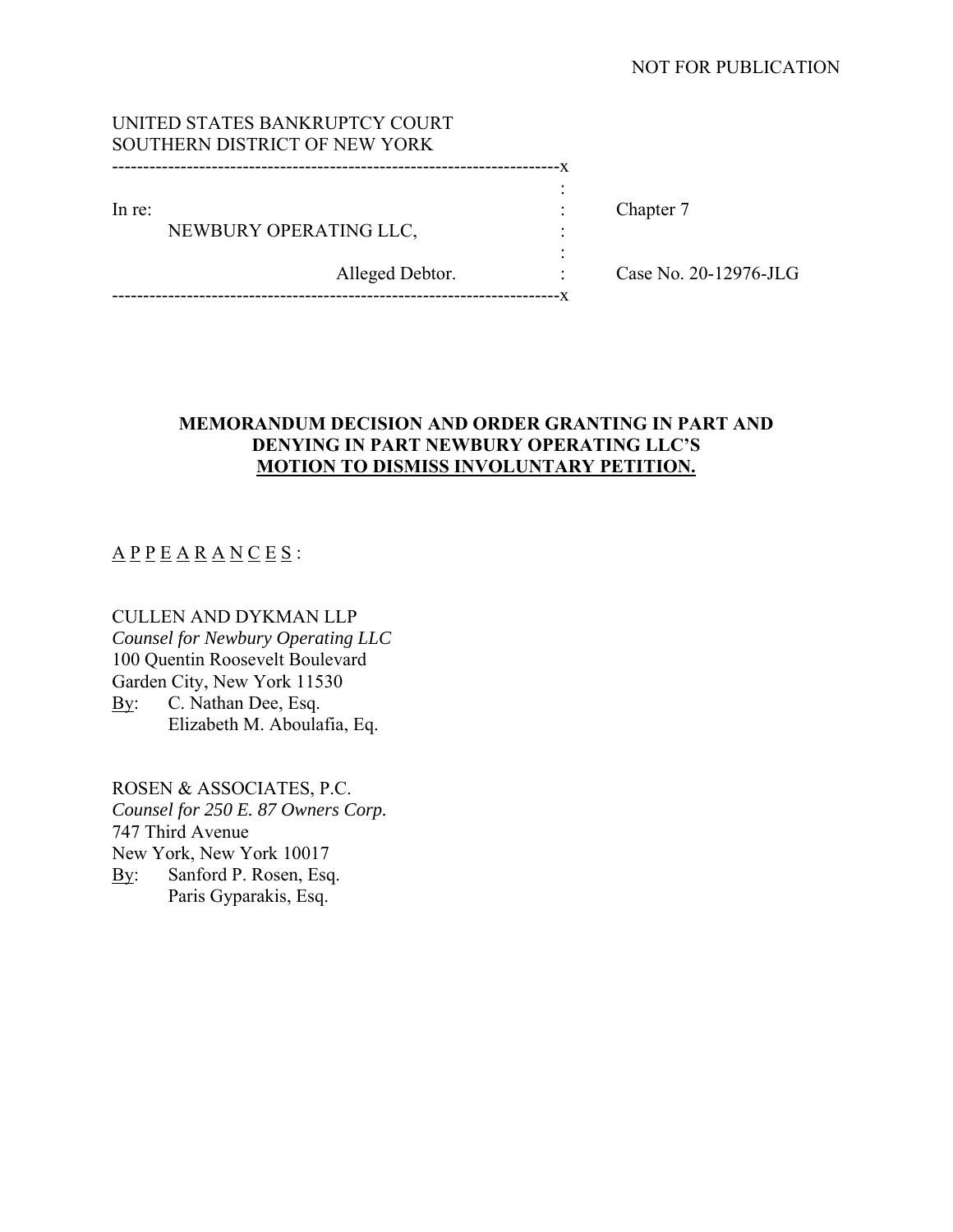NOT FOR PUBLICATION

UNITED STATES BANKRUPTCY COURT
SOUTHERN DISTRICT OF NEW YORK

| | | |
|---|---|---|
| In re: | : | Chapter 7 |
| NEWBURY OPERATING LLC, | : | |
| Alleged Debtor. | : | Case No. 20-12976-JLG |

**MEMORANDUM DECISION AND ORDER GRANTING IN PART AND DENYING IN PART NEWBURY OPERATING LLC'S MOTION TO DISMISS INVOLUNTARY PETITION.**

A P P E A R A N C E S :

CULLEN AND DYKMAN LLP
*Counsel for Newbury Operating LLC*
100 Quentin Roosevelt Boulevard
Garden City, New York 11530
By: C. Nathan Dee, Esq.
Elizabeth M. Aboulafia, Eq.

ROSEN & ASSOCIATES, P.C.
*Counsel for 250 E. 87 Owners Corp.*
747 Third Avenue
New York, New York 10017
By: Sanford P. Rosen, Esq.
Paris Gyparakis, Esq.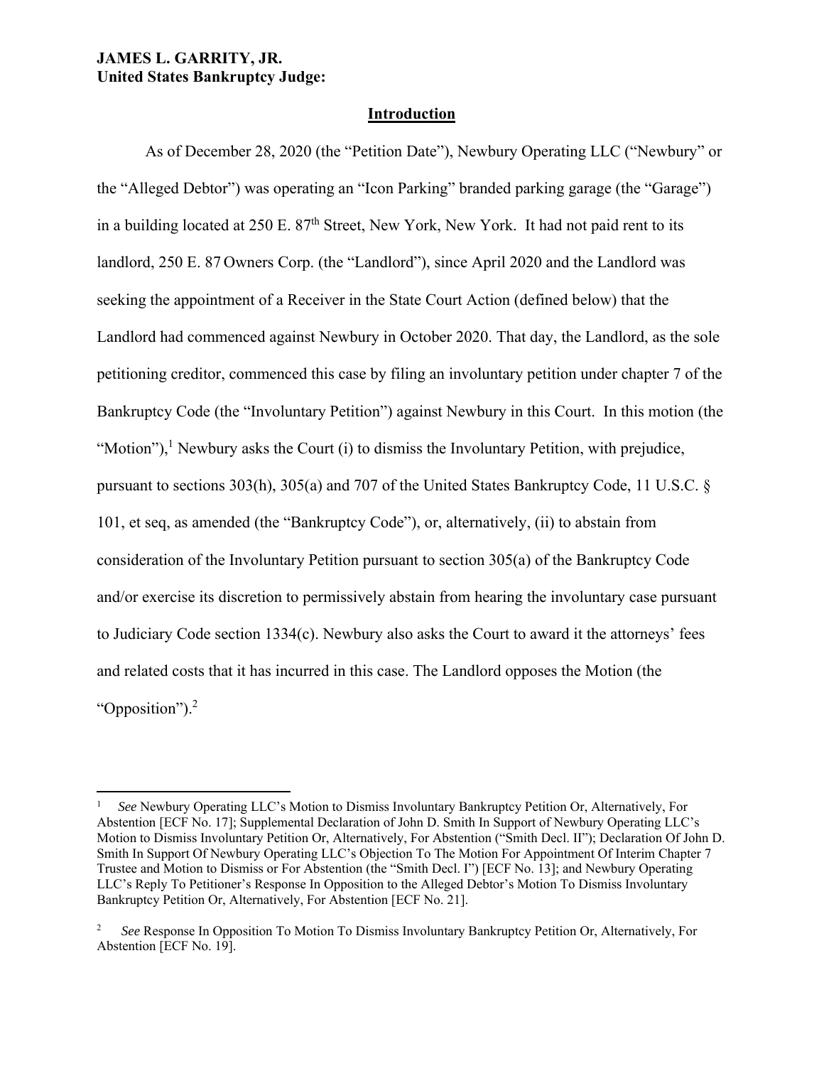**JAMES L. GARRITY, JR.**
**United States Bankruptcy Judge:**

## Introduction

As of December 28, 2020 (the "Petition Date"), Newbury Operating LLC ("Newbury" or the "Alleged Debtor") was operating an "Icon Parking" branded parking garage (the "Garage") in a building located at 250 E. 87th Street, New York, New York. It had not paid rent to its landlord, 250 E. 87 Owners Corp. (the "Landlord"), since April 2020 and the Landlord was seeking the appointment of a Receiver in the State Court Action (defined below) that the Landlord had commenced against Newbury in October 2020. That day, the Landlord, as the sole petitioning creditor, commenced this case by filing an involuntary petition under chapter 7 of the Bankruptcy Code (the "Involuntary Petition") against Newbury in this Court. In this motion (the "Motion"),[1] Newbury asks the Court (i) to dismiss the Involuntary Petition, with prejudice, pursuant to sections 303(h), 305(a) and 707 of the United States Bankruptcy Code, 11 U.S.C. § 101, et seq, as amended (the "Bankruptcy Code"), or, alternatively, (ii) to abstain from consideration of the Involuntary Petition pursuant to section 305(a) of the Bankruptcy Code and/or exercise its discretion to permissively abstain from hearing the involuntary case pursuant to Judiciary Code section 1334(c). Newbury also asks the Court to award it the attorneys' fees and related costs that it has incurred in this case. The Landlord opposes the Motion (the "Opposition").[2]

---

[1] *See* Newbury Operating LLC's Motion to Dismiss Involuntary Bankruptcy Petition Or, Alternatively, For Abstention [ECF No. 17]; Supplemental Declaration of John D. Smith In Support of Newbury Operating LLC's Motion to Dismiss Involuntary Petition Or, Alternatively, For Abstention ("Smith Decl. II"); Declaration Of John D. Smith In Support Of Newbury Operating LLC's Objection To The Motion For Appointment Of Interim Chapter 7 Trustee and Motion to Dismiss or For Abstention (the "Smith Decl. I") [ECF No. 13]; and Newbury Operating LLC's Reply To Petitioner's Response In Opposition to the Alleged Debtor's Motion To Dismiss Involuntary Bankruptcy Petition Or, Alternatively, For Abstention [ECF No. 21].

[2] *See* Response In Opposition To Motion To Dismiss Involuntary Bankruptcy Petition Or, Alternatively, For Abstention [ECF No. 19].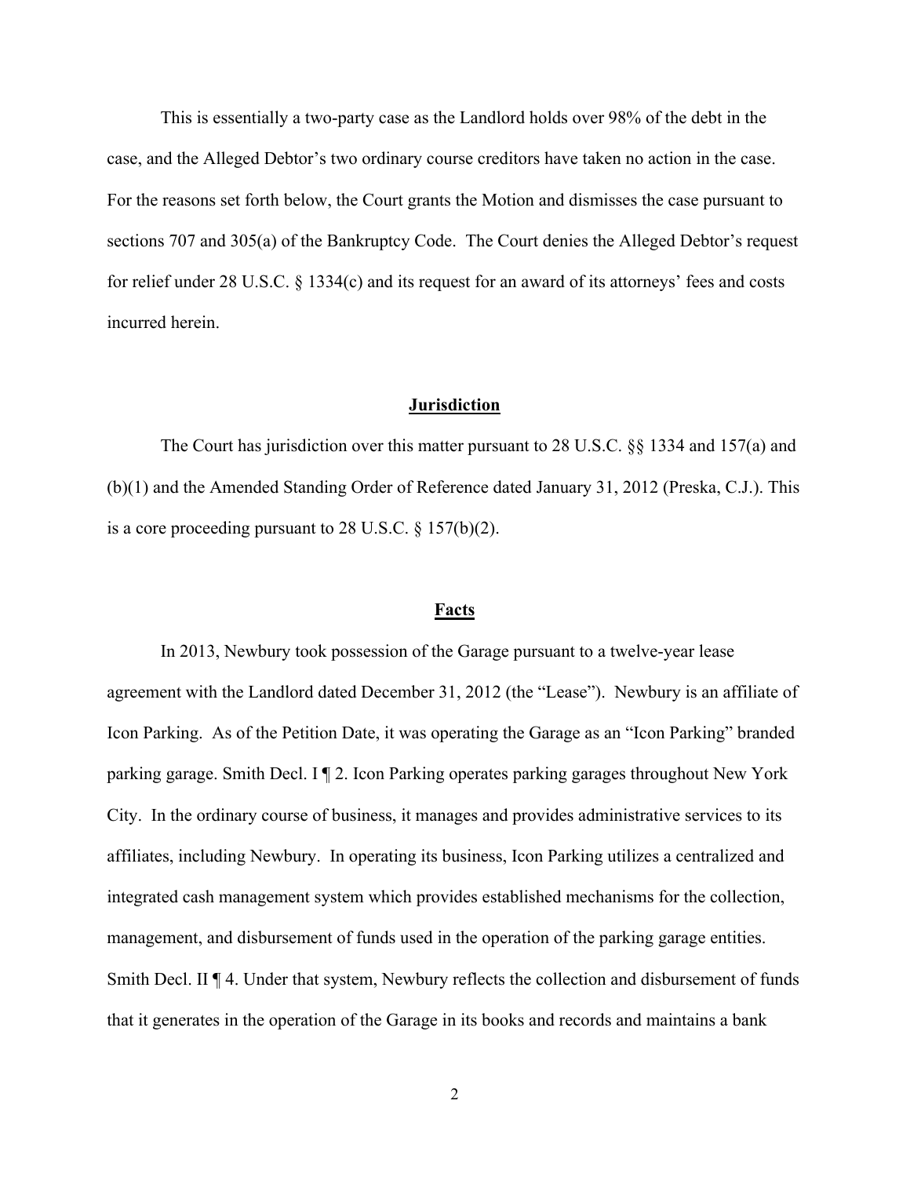This is essentially a two-party case as the Landlord holds over 98% of the debt in the case, and the Alleged Debtor's two ordinary course creditors have taken no action in the case. For the reasons set forth below, the Court grants the Motion and dismisses the case pursuant to sections 707 and 305(a) of the Bankruptcy Code. The Court denies the Alleged Debtor's request for relief under 28 U.S.C. § 1334(c) and its request for an award of its attorneys' fees and costs incurred herein.

## Jurisdiction

The Court has jurisdiction over this matter pursuant to 28 U.S.C. §§ 1334 and 157(a) and (b)(1) and the Amended Standing Order of Reference dated January 31, 2012 (Preska, C.J.). This is a core proceeding pursuant to 28 U.S.C. § 157(b)(2).

## Facts

In 2013, Newbury took possession of the Garage pursuant to a twelve-year lease agreement with the Landlord dated December 31, 2012 (the "Lease"). Newbury is an affiliate of Icon Parking. As of the Petition Date, it was operating the Garage as an "Icon Parking" branded parking garage. Smith Decl. I ¶ 2. Icon Parking operates parking garages throughout New York City. In the ordinary course of business, it manages and provides administrative services to its affiliates, including Newbury. In operating its business, Icon Parking utilizes a centralized and integrated cash management system which provides established mechanisms for the collection, management, and disbursement of funds used in the operation of the parking garage entities. Smith Decl. II ¶ 4. Under that system, Newbury reflects the collection and disbursement of funds that it generates in the operation of the Garage in its books and records and maintains a bank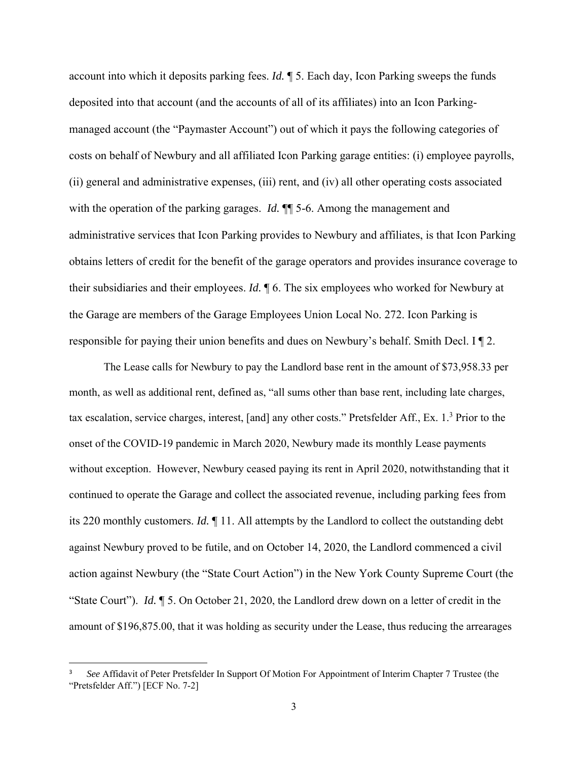account into which it deposits parking fees. *Id.* ¶ 5. Each day, Icon Parking sweeps the funds deposited into that account (and the accounts of all of its affiliates) into an Icon Parking-managed account (the "Paymaster Account") out of which it pays the following categories of costs on behalf of Newbury and all affiliated Icon Parking garage entities: (i) employee payrolls, (ii) general and administrative expenses, (iii) rent, and (iv) all other operating costs associated with the operation of the parking garages. *Id.* ¶¶ 5-6. Among the management and administrative services that Icon Parking provides to Newbury and affiliates, is that Icon Parking obtains letters of credit for the benefit of the garage operators and provides insurance coverage to their subsidiaries and their employees. *Id.* ¶ 6. The six employees who worked for Newbury at the Garage are members of the Garage Employees Union Local No. 272. Icon Parking is responsible for paying their union benefits and dues on Newbury's behalf. Smith Decl. I ¶ 2.

The Lease calls for Newbury to pay the Landlord base rent in the amount of $73,958.33 per month, as well as additional rent, defined as, "all sums other than base rent, including late charges, tax escalation, service charges, interest, [and] any other costs." Pretsfelder Aff., Ex. 1.[3] Prior to the onset of the COVID-19 pandemic in March 2020, Newbury made its monthly Lease payments without exception. However, Newbury ceased paying its rent in April 2020, notwithstanding that it continued to operate the Garage and collect the associated revenue, including parking fees from its 220 monthly customers. *Id.* ¶ 11. All attempts by the Landlord to collect the outstanding debt against Newbury proved to be futile, and on October 14, 2020, the Landlord commenced a civil action against Newbury (the "State Court Action") in the New York County Supreme Court (the "State Court"). *Id.* ¶ 5. On October 21, 2020, the Landlord drew down on a letter of credit in the amount of $196,875.00, that it was holding as security under the Lease, thus reducing the arrearages

[3] *See* Affidavit of Peter Pretsfelder In Support Of Motion For Appointment of Interim Chapter 7 Trustee (the "Pretsfelder Aff.") [ECF No. 7-2]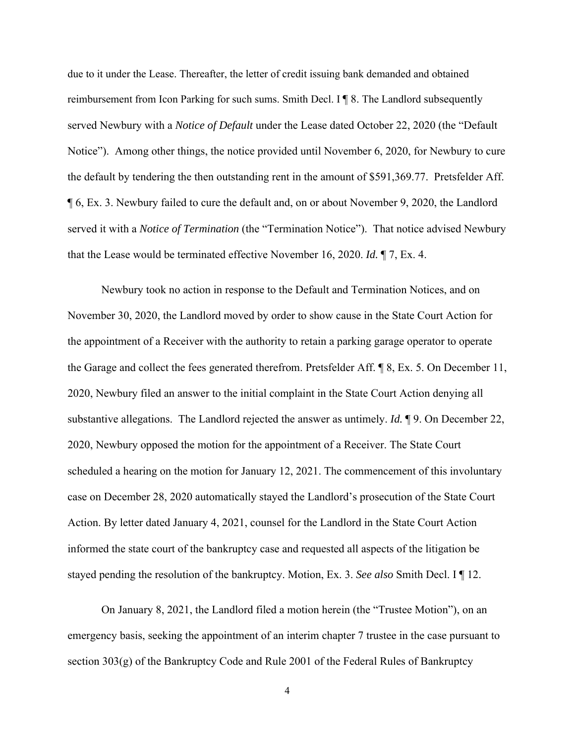due to it under the Lease. Thereafter, the letter of credit issuing bank demanded and obtained reimbursement from Icon Parking for such sums. Smith Decl. I ¶ 8. The Landlord subsequently served Newbury with a *Notice of Default* under the Lease dated October 22, 2020 (the "Default Notice"). Among other things, the notice provided until November 6, 2020, for Newbury to cure the default by tendering the then outstanding rent in the amount of $591,369.77. Pretsfelder Aff. ¶ 6, Ex. 3. Newbury failed to cure the default and, on or about November 9, 2020, the Landlord served it with a *Notice of Termination* (the "Termination Notice"). That notice advised Newbury that the Lease would be terminated effective November 16, 2020. *Id.* ¶ 7, Ex. 4.

Newbury took no action in response to the Default and Termination Notices, and on November 30, 2020, the Landlord moved by order to show cause in the State Court Action for the appointment of a Receiver with the authority to retain a parking garage operator to operate the Garage and collect the fees generated therefrom. Pretsfelder Aff. ¶ 8, Ex. 5. On December 11, 2020, Newbury filed an answer to the initial complaint in the State Court Action denying all substantive allegations. The Landlord rejected the answer as untimely. *Id.* ¶ 9. On December 22, 2020, Newbury opposed the motion for the appointment of a Receiver. The State Court scheduled a hearing on the motion for January 12, 2021. The commencement of this involuntary case on December 28, 2020 automatically stayed the Landlord's prosecution of the State Court Action. By letter dated January 4, 2021, counsel for the Landlord in the State Court Action informed the state court of the bankruptcy case and requested all aspects of the litigation be stayed pending the resolution of the bankruptcy. Motion, Ex. 3. *See also* Smith Decl. I ¶ 12.

On January 8, 2021, the Landlord filed a motion herein (the "Trustee Motion"), on an emergency basis, seeking the appointment of an interim chapter 7 trustee in the case pursuant to section 303(g) of the Bankruptcy Code and Rule 2001 of the Federal Rules of Bankruptcy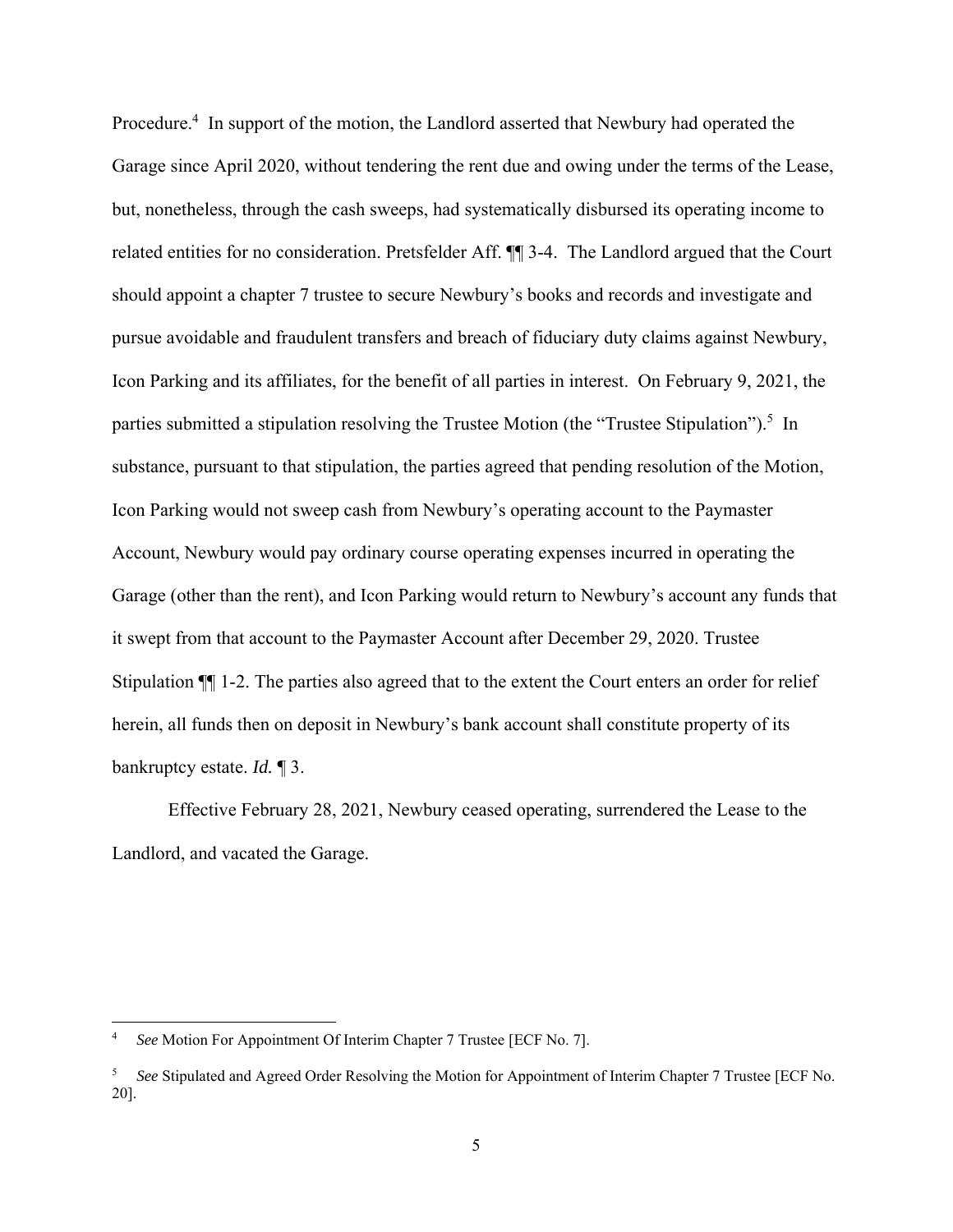Procedure.[4] In support of the motion, the Landlord asserted that Newbury had operated the Garage since April 2020, without tendering the rent due and owing under the terms of the Lease, but, nonetheless, through the cash sweeps, had systematically disbursed its operating income to related entities for no consideration. Pretsfelder Aff. ¶¶ 3-4. The Landlord argued that the Court should appoint a chapter 7 trustee to secure Newbury's books and records and investigate and pursue avoidable and fraudulent transfers and breach of fiduciary duty claims against Newbury, Icon Parking and its affiliates, for the benefit of all parties in interest. On February 9, 2021, the parties submitted a stipulation resolving the Trustee Motion (the "Trustee Stipulation").[5] In substance, pursuant to that stipulation, the parties agreed that pending resolution of the Motion, Icon Parking would not sweep cash from Newbury's operating account to the Paymaster Account, Newbury would pay ordinary course operating expenses incurred in operating the Garage (other than the rent), and Icon Parking would return to Newbury's account any funds that it swept from that account to the Paymaster Account after December 29, 2020. Trustee Stipulation ¶¶ 1-2. The parties also agreed that to the extent the Court enters an order for relief herein, all funds then on deposit in Newbury's bank account shall constitute property of its bankruptcy estate. *Id.* ¶ 3.

Effective February 28, 2021, Newbury ceased operating, surrendered the Lease to the Landlord, and vacated the Garage.

---

[4] *See* Motion For Appointment Of Interim Chapter 7 Trustee [ECF No. 7].

[5] *See* Stipulated and Agreed Order Resolving the Motion for Appointment of Interim Chapter 7 Trustee [ECF No. 20].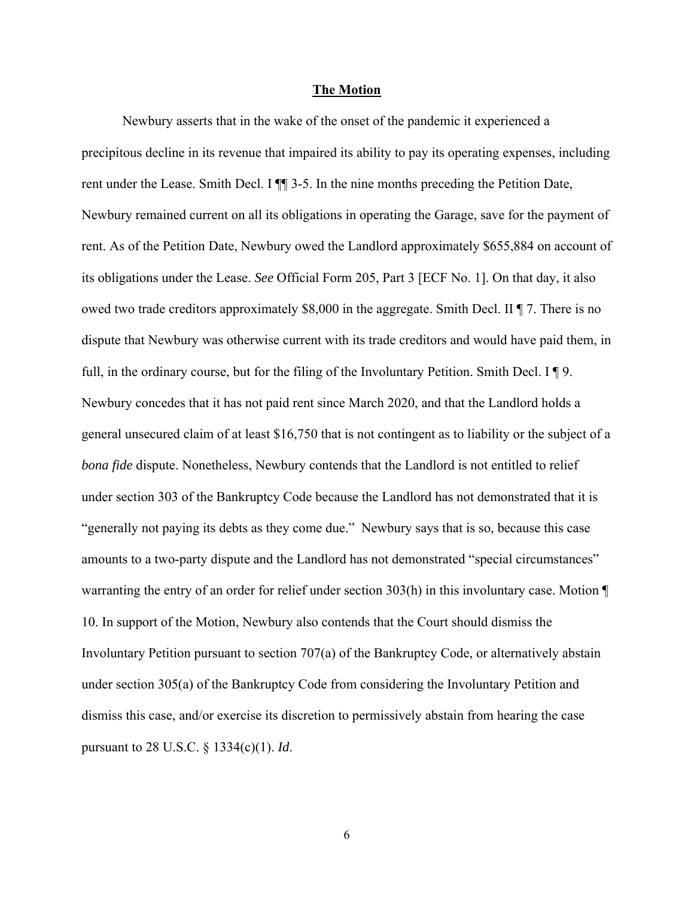## **The Motion**

Newbury asserts that in the wake of the onset of the pandemic it experienced a precipitous decline in its revenue that impaired its ability to pay its operating expenses, including rent under the Lease. Smith Decl. I ¶¶ 3-5. In the nine months preceding the Petition Date, Newbury remained current on all its obligations in operating the Garage, save for the payment of rent. As of the Petition Date, Newbury owed the Landlord approximately $655,884 on account of its obligations under the Lease. *See* Official Form 205, Part 3 [ECF No. 1]. On that day, it also owed two trade creditors approximately $8,000 in the aggregate. Smith Decl. II ¶ 7. There is no dispute that Newbury was otherwise current with its trade creditors and would have paid them, in full, in the ordinary course, but for the filing of the Involuntary Petition. Smith Decl. I ¶ 9. Newbury concedes that it has not paid rent since March 2020, and that the Landlord holds a general unsecured claim of at least $16,750 that is not contingent as to liability or the subject of a *bona fide* dispute. Nonetheless, Newbury contends that the Landlord is not entitled to relief under section 303 of the Bankruptcy Code because the Landlord has not demonstrated that it is "generally not paying its debts as they come due." Newbury says that is so, because this case amounts to a two-party dispute and the Landlord has not demonstrated "special circumstances" warranting the entry of an order for relief under section 303(h) in this involuntary case. Motion ¶ 10. In support of the Motion, Newbury also contends that the Court should dismiss the Involuntary Petition pursuant to section 707(a) of the Bankruptcy Code, or alternatively abstain under section 305(a) of the Bankruptcy Code from considering the Involuntary Petition and dismiss this case, and/or exercise its discretion to permissively abstain from hearing the case pursuant to 28 U.S.C. § 1334(c)(1). *Id*.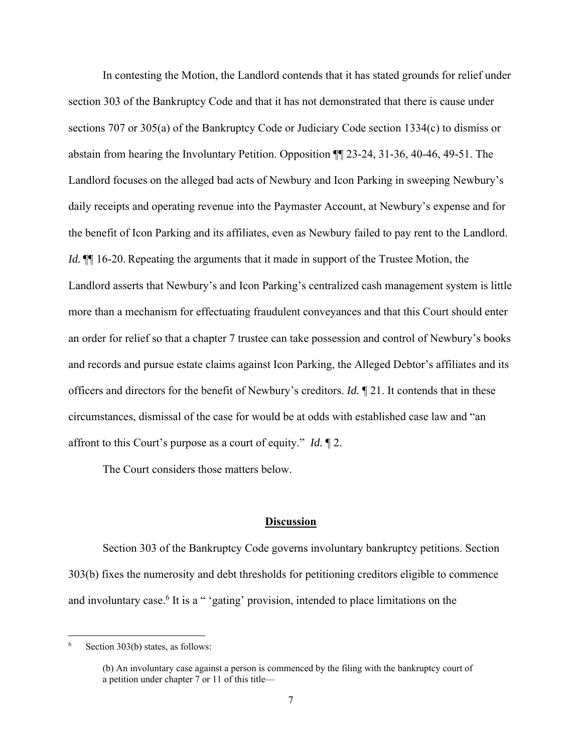In contesting the Motion, the Landlord contends that it has stated grounds for relief under section 303 of the Bankruptcy Code and that it has not demonstrated that there is cause under sections 707 or 305(a) of the Bankruptcy Code or Judiciary Code section 1334(c) to dismiss or abstain from hearing the Involuntary Petition. Opposition ¶¶ 23-24, 31-36, 40-46, 49-51. The Landlord focuses on the alleged bad acts of Newbury and Icon Parking in sweeping Newbury's daily receipts and operating revenue into the Paymaster Account, at Newbury's expense and for the benefit of Icon Parking and its affiliates, even as Newbury failed to pay rent to the Landlord. *Id.* ¶¶ 16-20. Repeating the arguments that it made in support of the Trustee Motion, the Landlord asserts that Newbury's and Icon Parking's centralized cash management system is little more than a mechanism for effectuating fraudulent conveyances and that this Court should enter an order for relief so that a chapter 7 trustee can take possession and control of Newbury's books and records and pursue estate claims against Icon Parking, the Alleged Debtor's affiliates and its officers and directors for the benefit of Newbury's creditors. *Id.* ¶ 21. It contends that in these circumstances, dismissal of the case for would be at odds with established case law and "an affront to this Court's purpose as a court of equity." *Id.* ¶ 2.

The Court considers those matters below.

## <u>Discussion</u>

Section 303 of the Bankruptcy Code governs involuntary bankruptcy petitions. Section 303(b) fixes the numerosity and debt thresholds for petitioning creditors eligible to commence and involuntary case.[6] It is a " 'gating' provision, intended to place limitations on the

---

[6] Section 303(b) states, as follows:

> (b) An involuntary case against a person is commenced by the filing with the bankruptcy court of a petition under chapter 7 or 11 of this title—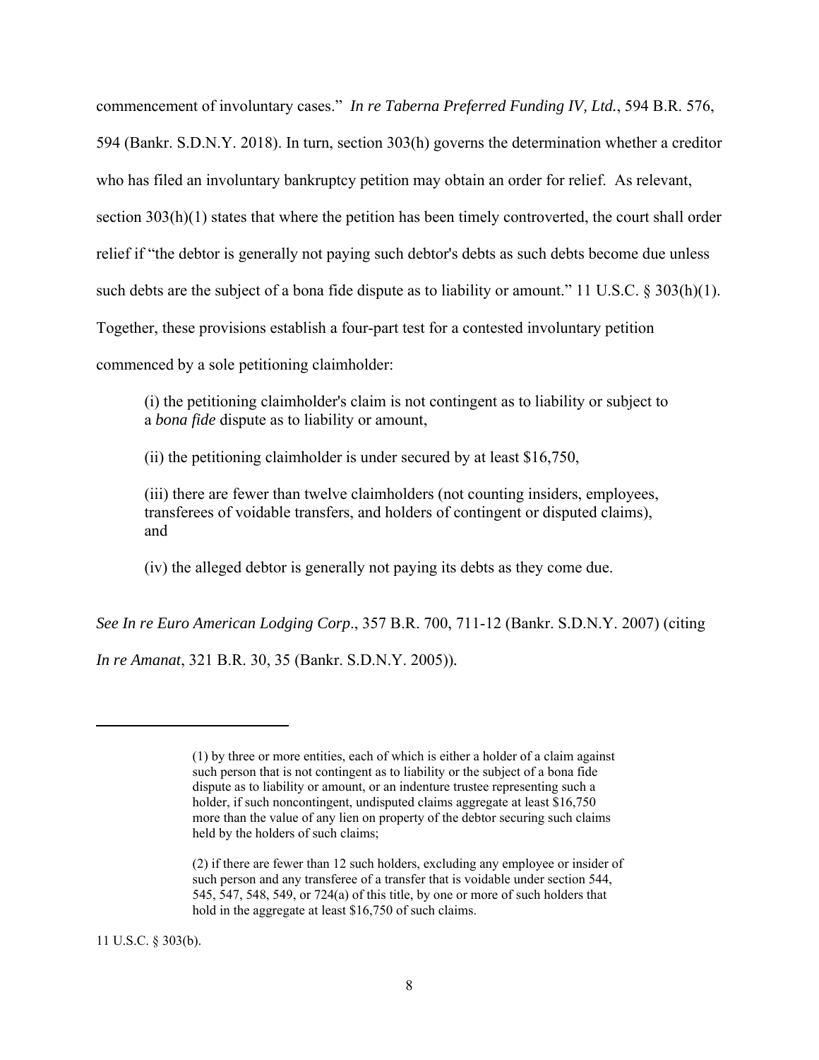commencement of involuntary cases." *In re Taberna Preferred Funding IV, Ltd.*, 594 B.R. 576, 594 (Bankr. S.D.N.Y. 2018). In turn, section 303(h) governs the determination whether a creditor who has filed an involuntary bankruptcy petition may obtain an order for relief. As relevant, section 303(h)(1) states that where the petition has been timely controverted, the court shall order relief if "the debtor is generally not paying such debtor's debts as such debts become due unless such debts are the subject of a bona fide dispute as to liability or amount." 11 U.S.C. § 303(h)(1). Together, these provisions establish a four-part test for a contested involuntary petition commenced by a sole petitioning claimholder:

> (i) the petitioning claimholder's claim is not contingent as to liability or subject to a *bona fide* dispute as to liability or amount,
>
> (ii) the petitioning claimholder is under secured by at least $16,750,
>
> (iii) there are fewer than twelve claimholders (not counting insiders, employees, transferees of voidable transfers, and holders of contingent or disputed claims), and
>
> (iv) the alleged debtor is generally not paying its debts as they come due.

*See In re Euro American Lodging Corp*., 357 B.R. 700, 711-12 (Bankr. S.D.N.Y. 2007) (citing *In re Amanat*, 321 B.R. 30, 35 (Bankr. S.D.N.Y. 2005)).

---

> (1) by three or more entities, each of which is either a holder of a claim against such person that is not contingent as to liability or the subject of a bona fide dispute as to liability or amount, or an indenture trustee representing such a holder, if such noncontingent, undisputed claims aggregate at least $16,750 more than the value of any lien on property of the debtor securing such claims held by the holders of such claims;
>
> (2) if there are fewer than 12 such holders, excluding any employee or insider of such person and any transferee of a transfer that is voidable under section 544, 545, 547, 548, 549, or 724(a) of this title, by one or more of such holders that hold in the aggregate at least $16,750 of such claims.

11 U.S.C. § 303(b).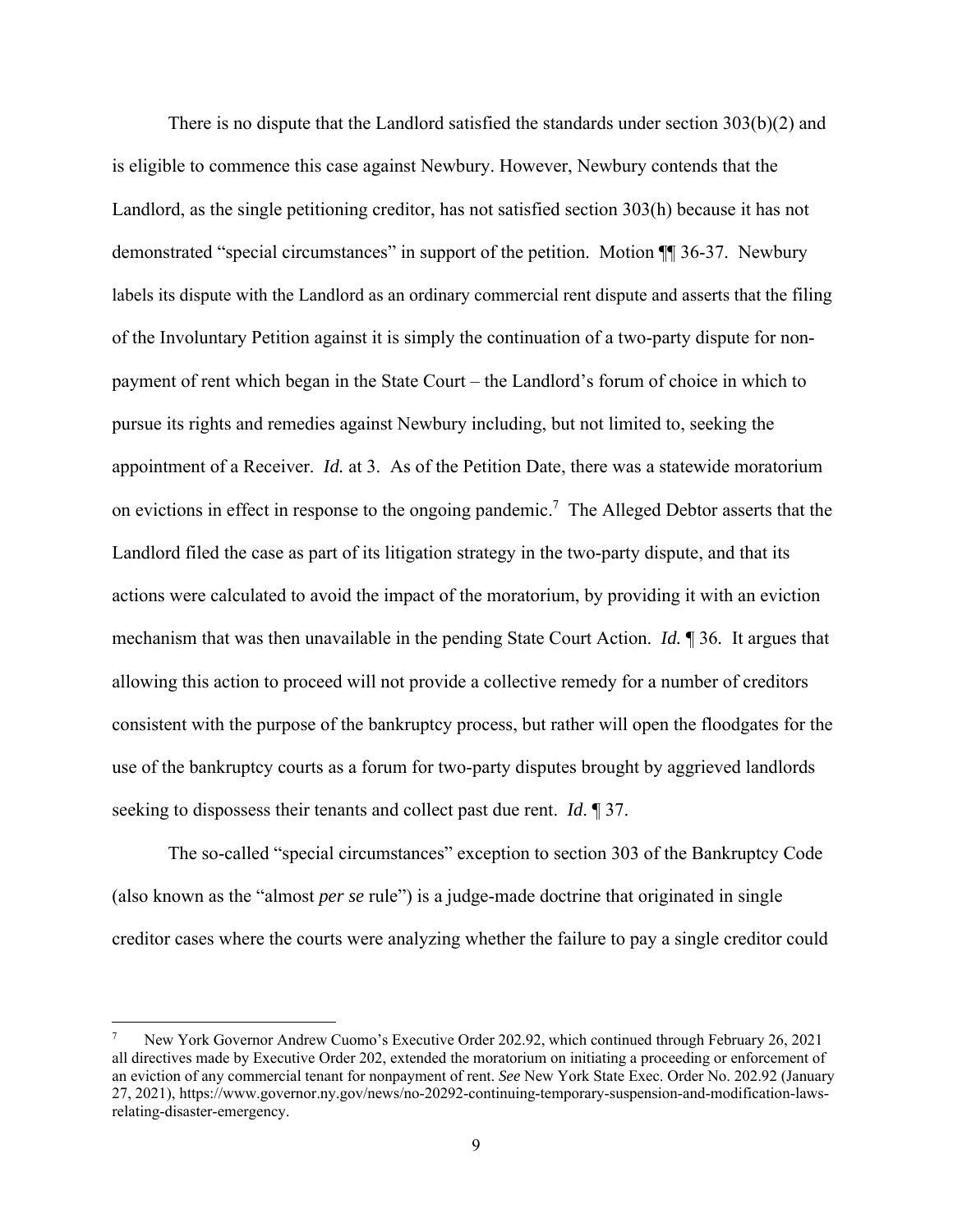There is no dispute that the Landlord satisfied the standards under section 303(b)(2) and is eligible to commence this case against Newbury. However, Newbury contends that the Landlord, as the single petitioning creditor, has not satisfied section 303(h) because it has not demonstrated "special circumstances" in support of the petition. Motion ¶¶ 36-37. Newbury labels its dispute with the Landlord as an ordinary commercial rent dispute and asserts that the filing of the Involuntary Petition against it is simply the continuation of a two-party dispute for non-payment of rent which began in the State Court – the Landlord's forum of choice in which to pursue its rights and remedies against Newbury including, but not limited to, seeking the appointment of a Receiver. *Id.* at 3. As of the Petition Date, there was a statewide moratorium on evictions in effect in response to the ongoing pandemic.[7] The Alleged Debtor asserts that the Landlord filed the case as part of its litigation strategy in the two-party dispute, and that its actions were calculated to avoid the impact of the moratorium, by providing it with an eviction mechanism that was then unavailable in the pending State Court Action. *Id.* ¶ 36. It argues that allowing this action to proceed will not provide a collective remedy for a number of creditors consistent with the purpose of the bankruptcy process, but rather will open the floodgates for the use of the bankruptcy courts as a forum for two-party disputes brought by aggrieved landlords seeking to dispossess their tenants and collect past due rent. *Id*. ¶ 37.

The so-called "special circumstances" exception to section 303 of the Bankruptcy Code (also known as the "almost *per se* rule") is a judge-made doctrine that originated in single creditor cases where the courts were analyzing whether the failure to pay a single creditor could

---

[7] New York Governor Andrew Cuomo's Executive Order 202.92, which continued through February 26, 2021 all directives made by Executive Order 202, extended the moratorium on initiating a proceeding or enforcement of an eviction of any commercial tenant for nonpayment of rent. *See* New York State Exec. Order No. 202.92 (January 27, 2021), https://www.governor.ny.gov/news/no-20292-continuing-temporary-suspension-and-modification-laws-relating-disaster-emergency.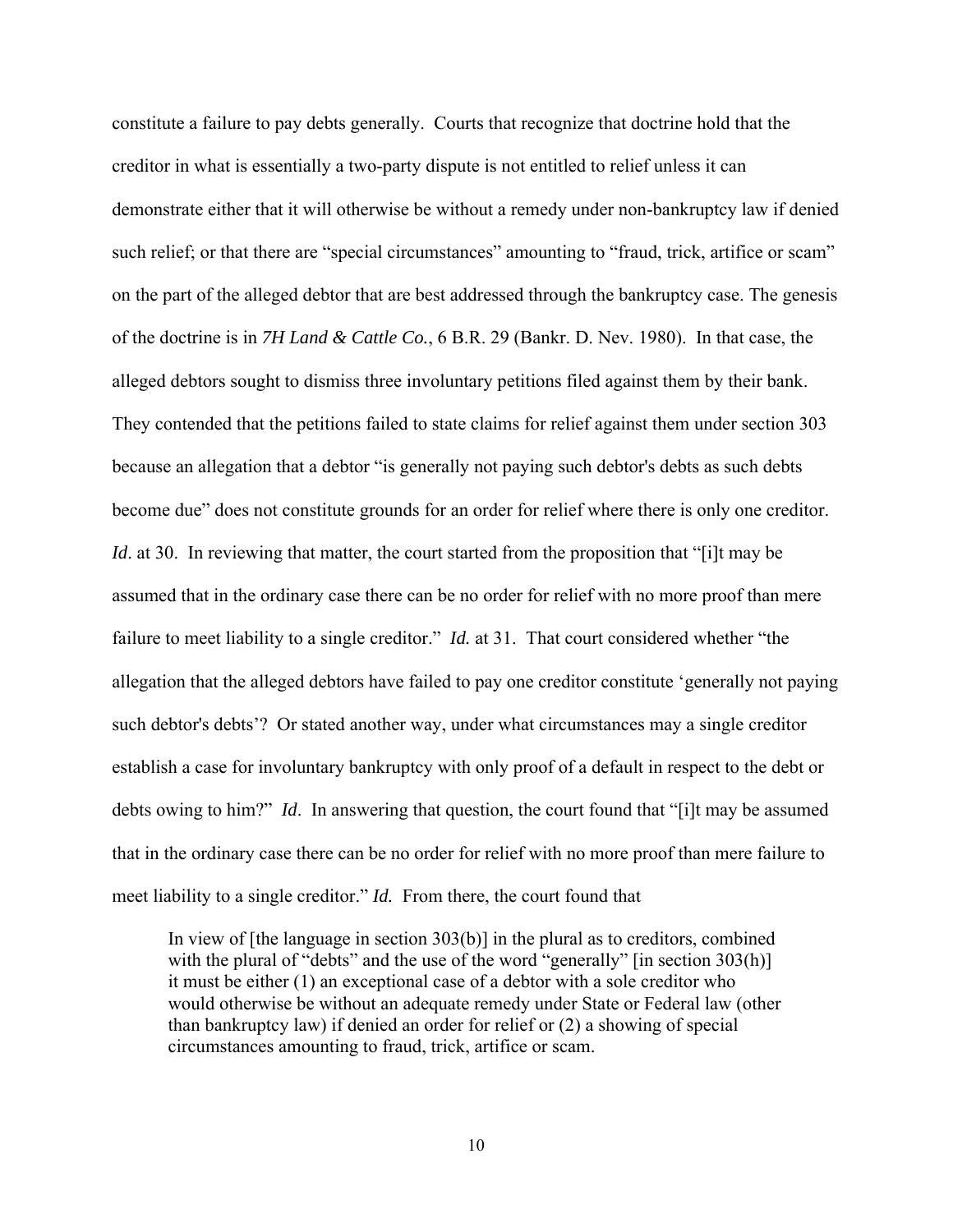constitute a failure to pay debts generally. Courts that recognize that doctrine hold that the creditor in what is essentially a two-party dispute is not entitled to relief unless it can demonstrate either that it will otherwise be without a remedy under non-bankruptcy law if denied such relief; or that there are "special circumstances" amounting to "fraud, trick, artifice or scam" on the part of the alleged debtor that are best addressed through the bankruptcy case. The genesis of the doctrine is in *7H Land & Cattle Co.*, 6 B.R. 29 (Bankr. D. Nev. 1980). In that case, the alleged debtors sought to dismiss three involuntary petitions filed against them by their bank. They contended that the petitions failed to state claims for relief against them under section 303 because an allegation that a debtor "is generally not paying such debtor's debts as such debts become due" does not constitute grounds for an order for relief where there is only one creditor. *Id*. at 30. In reviewing that matter, the court started from the proposition that "[i]t may be assumed that in the ordinary case there can be no order for relief with no more proof than mere failure to meet liability to a single creditor." *Id.* at 31. That court considered whether "the allegation that the alleged debtors have failed to pay one creditor constitute 'generally not paying such debtor's debts'? Or stated another way, under what circumstances may a single creditor establish a case for involuntary bankruptcy with only proof of a default in respect to the debt or debts owing to him?" *Id*. In answering that question, the court found that "[i]t may be assumed that in the ordinary case there can be no order for relief with no more proof than mere failure to meet liability to a single creditor." *Id.* From there, the court found that

> In view of [the language in section 303(b)] in the plural as to creditors, combined with the plural of "debts" and the use of the word "generally" [in section 303(h)] it must be either (1) an exceptional case of a debtor with a sole creditor who would otherwise be without an adequate remedy under State or Federal law (other than bankruptcy law) if denied an order for relief or (2) a showing of special circumstances amounting to fraud, trick, artifice or scam.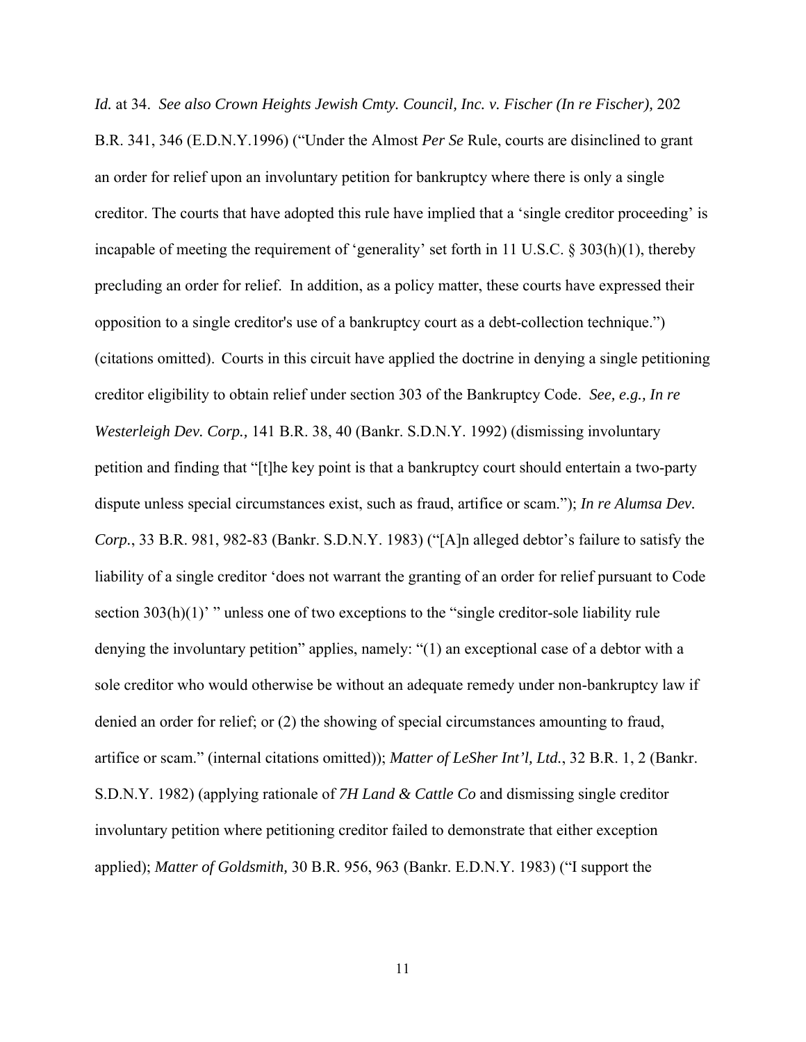*Id.* at 34. *See also Crown Heights Jewish Cmty. Council, Inc. v. Fischer (In re Fischer),* 202 B.R. 341, 346 (E.D.N.Y.1996) ("Under the Almost *Per Se* Rule, courts are disinclined to grant an order for relief upon an involuntary petition for bankruptcy where there is only a single creditor. The courts that have adopted this rule have implied that a 'single creditor proceeding' is incapable of meeting the requirement of 'generality' set forth in 11 U.S.C. § 303(h)(1), thereby precluding an order for relief. In addition, as a policy matter, these courts have expressed their opposition to a single creditor's use of a bankruptcy court as a debt-collection technique.") (citations omitted). Courts in this circuit have applied the doctrine in denying a single petitioning creditor eligibility to obtain relief under section 303 of the Bankruptcy Code. *See, e.g., In re Westerleigh Dev. Corp.,* 141 B.R. 38, 40 (Bankr. S.D.N.Y. 1992) (dismissing involuntary petition and finding that "[t]he key point is that a bankruptcy court should entertain a two-party dispute unless special circumstances exist, such as fraud, artifice or scam."); *In re Alumsa Dev. Corp.*, 33 B.R. 981, 982-83 (Bankr. S.D.N.Y. 1983) ("[A]n alleged debtor's failure to satisfy the liability of a single creditor 'does not warrant the granting of an order for relief pursuant to Code section 303(h)(1)' " unless one of two exceptions to the "single creditor-sole liability rule denying the involuntary petition" applies, namely: "(1) an exceptional case of a debtor with a sole creditor who would otherwise be without an adequate remedy under non-bankruptcy law if denied an order for relief; or (2) the showing of special circumstances amounting to fraud, artifice or scam." (internal citations omitted)); *Matter of LeSher Int'l, Ltd.*, 32 B.R. 1, 2 (Bankr. S.D.N.Y. 1982) (applying rationale of *7H Land & Cattle Co* and dismissing single creditor involuntary petition where petitioning creditor failed to demonstrate that either exception applied); *Matter of Goldsmith,* 30 B.R. 956, 963 (Bankr. E.D.N.Y. 1983) ("I support the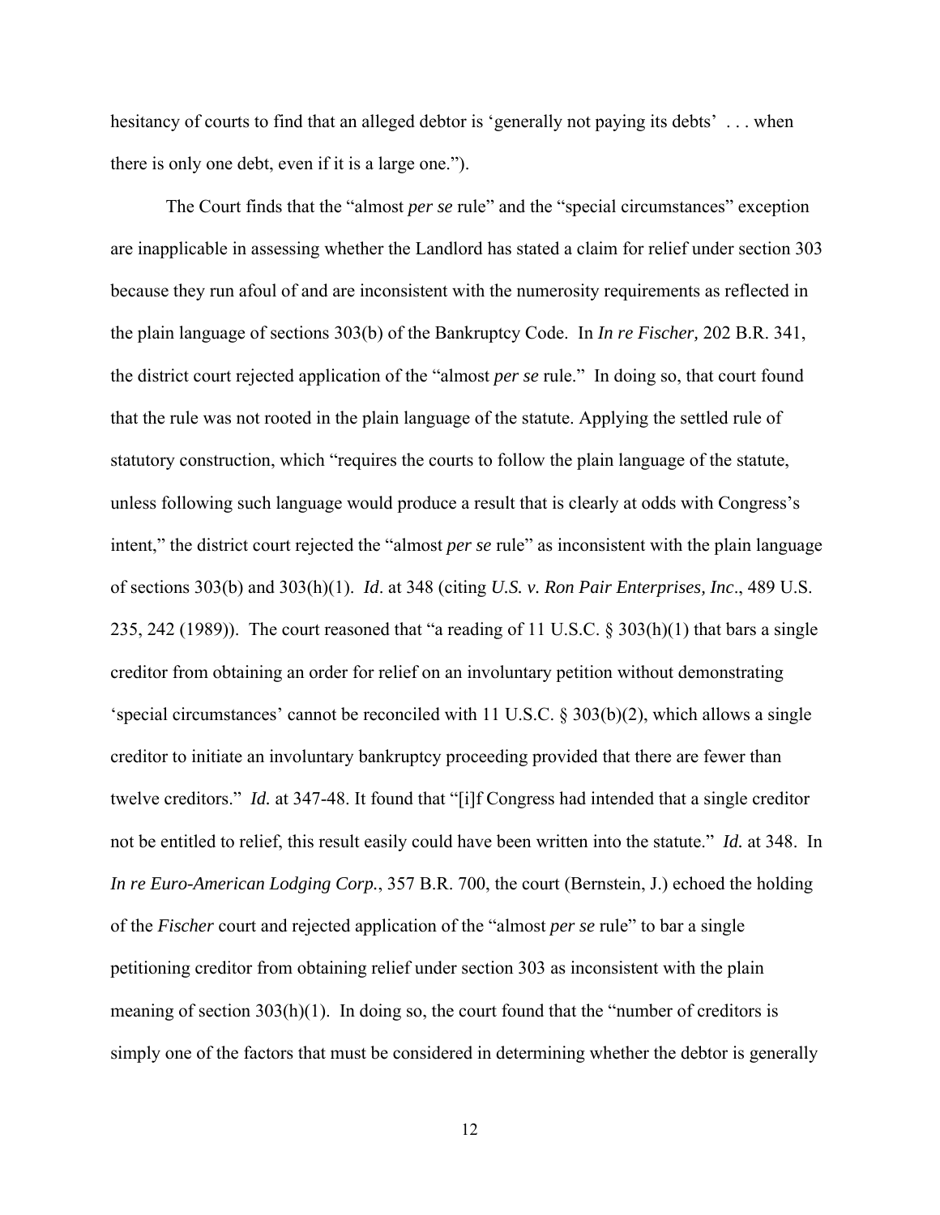hesitancy of courts to find that an alleged debtor is 'generally not paying its debts' . . . when there is only one debt, even if it is a large one.").

The Court finds that the "almost *per se* rule" and the "special circumstances" exception are inapplicable in assessing whether the Landlord has stated a claim for relief under section 303 because they run afoul of and are inconsistent with the numerosity requirements as reflected in the plain language of sections 303(b) of the Bankruptcy Code. In *In re Fischer,* 202 B.R. 341, the district court rejected application of the "almost *per se* rule." In doing so, that court found that the rule was not rooted in the plain language of the statute. Applying the settled rule of statutory construction, which "requires the courts to follow the plain language of the statute, unless following such language would produce a result that is clearly at odds with Congress's intent," the district court rejected the "almost *per se* rule" as inconsistent with the plain language of sections 303(b) and 303(h)(1). *Id*. at 348 (citing *U.S. v. Ron Pair Enterprises, Inc*., 489 U.S. 235, 242 (1989)). The court reasoned that "a reading of 11 U.S.C. § 303(h)(1) that bars a single creditor from obtaining an order for relief on an involuntary petition without demonstrating 'special circumstances' cannot be reconciled with 11 U.S.C. § 303(b)(2), which allows a single creditor to initiate an involuntary bankruptcy proceeding provided that there are fewer than twelve creditors." *Id.* at 347-48. It found that "[i]f Congress had intended that a single creditor not be entitled to relief, this result easily could have been written into the statute." *Id.* at 348. In *In re Euro-American Lodging Corp.*, 357 B.R. 700, the court (Bernstein, J.) echoed the holding of the *Fischer* court and rejected application of the "almost *per se* rule" to bar a single petitioning creditor from obtaining relief under section 303 as inconsistent with the plain meaning of section 303(h)(1). In doing so, the court found that the "number of creditors is simply one of the factors that must be considered in determining whether the debtor is generally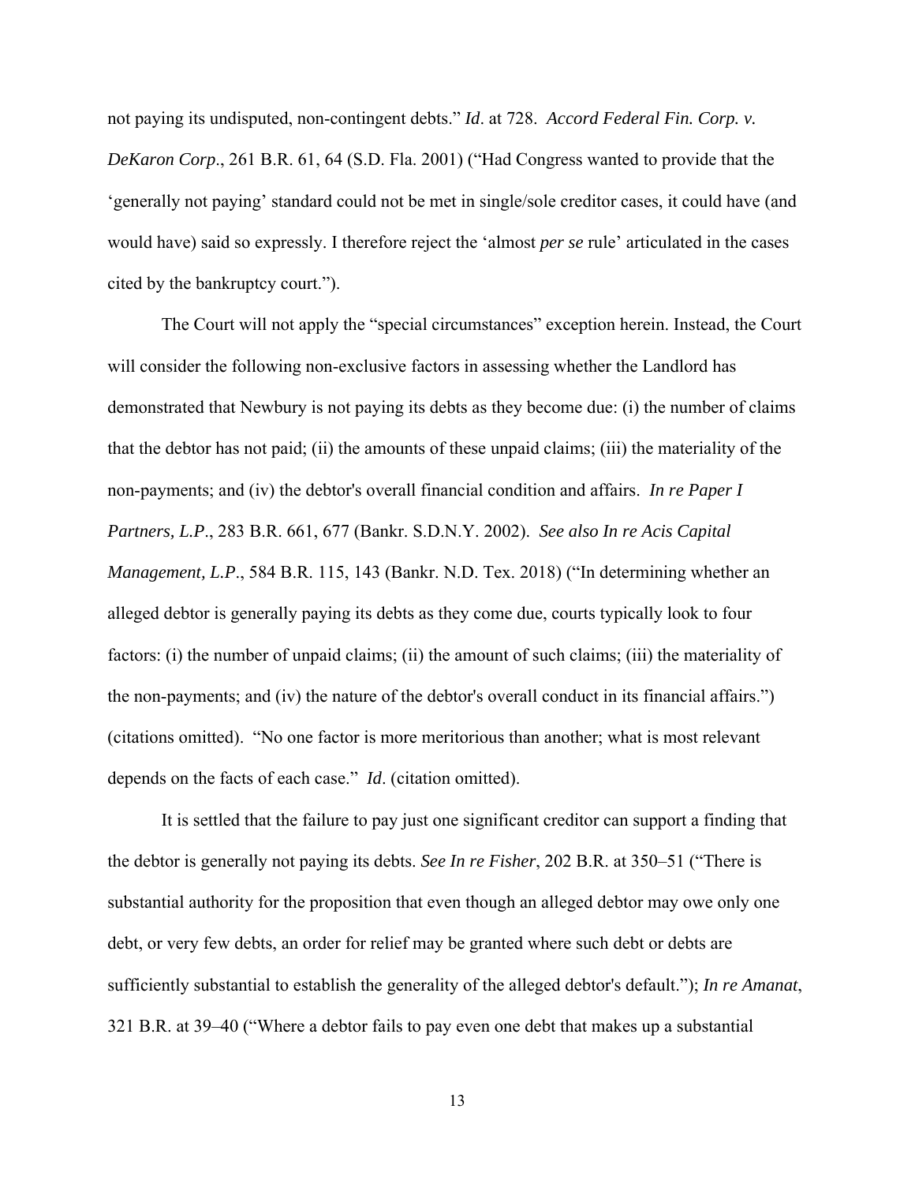not paying its undisputed, non-contingent debts." *Id*. at 728. *Accord Federal Fin. Corp. v. DeKaron Corp*., 261 B.R. 61, 64 (S.D. Fla. 2001) ("Had Congress wanted to provide that the 'generally not paying' standard could not be met in single/sole creditor cases, it could have (and would have) said so expressly. I therefore reject the 'almost *per se* rule' articulated in the cases cited by the bankruptcy court.").

The Court will not apply the "special circumstances" exception herein. Instead, the Court will consider the following non-exclusive factors in assessing whether the Landlord has demonstrated that Newbury is not paying its debts as they become due: (i) the number of claims that the debtor has not paid; (ii) the amounts of these unpaid claims; (iii) the materiality of the non-payments; and (iv) the debtor's overall financial condition and affairs. *In re Paper I Partners, L.P*., 283 B.R. 661, 677 (Bankr. S.D.N.Y. 2002). *See also In re Acis Capital Management, L.P*., 584 B.R. 115, 143 (Bankr. N.D. Tex. 2018) ("In determining whether an alleged debtor is generally paying its debts as they come due, courts typically look to four factors: (i) the number of unpaid claims; (ii) the amount of such claims; (iii) the materiality of the non-payments; and (iv) the nature of the debtor's overall conduct in its financial affairs.") (citations omitted). "No one factor is more meritorious than another; what is most relevant depends on the facts of each case." *Id*. (citation omitted).

It is settled that the failure to pay just one significant creditor can support a finding that the debtor is generally not paying its debts. *See In re Fisher*, 202 B.R. at 350–51 ("There is substantial authority for the proposition that even though an alleged debtor may owe only one debt, or very few debts, an order for relief may be granted where such debt or debts are sufficiently substantial to establish the generality of the alleged debtor's default."); *In re Amanat*, 321 B.R. at 39–40 ("Where a debtor fails to pay even one debt that makes up a substantial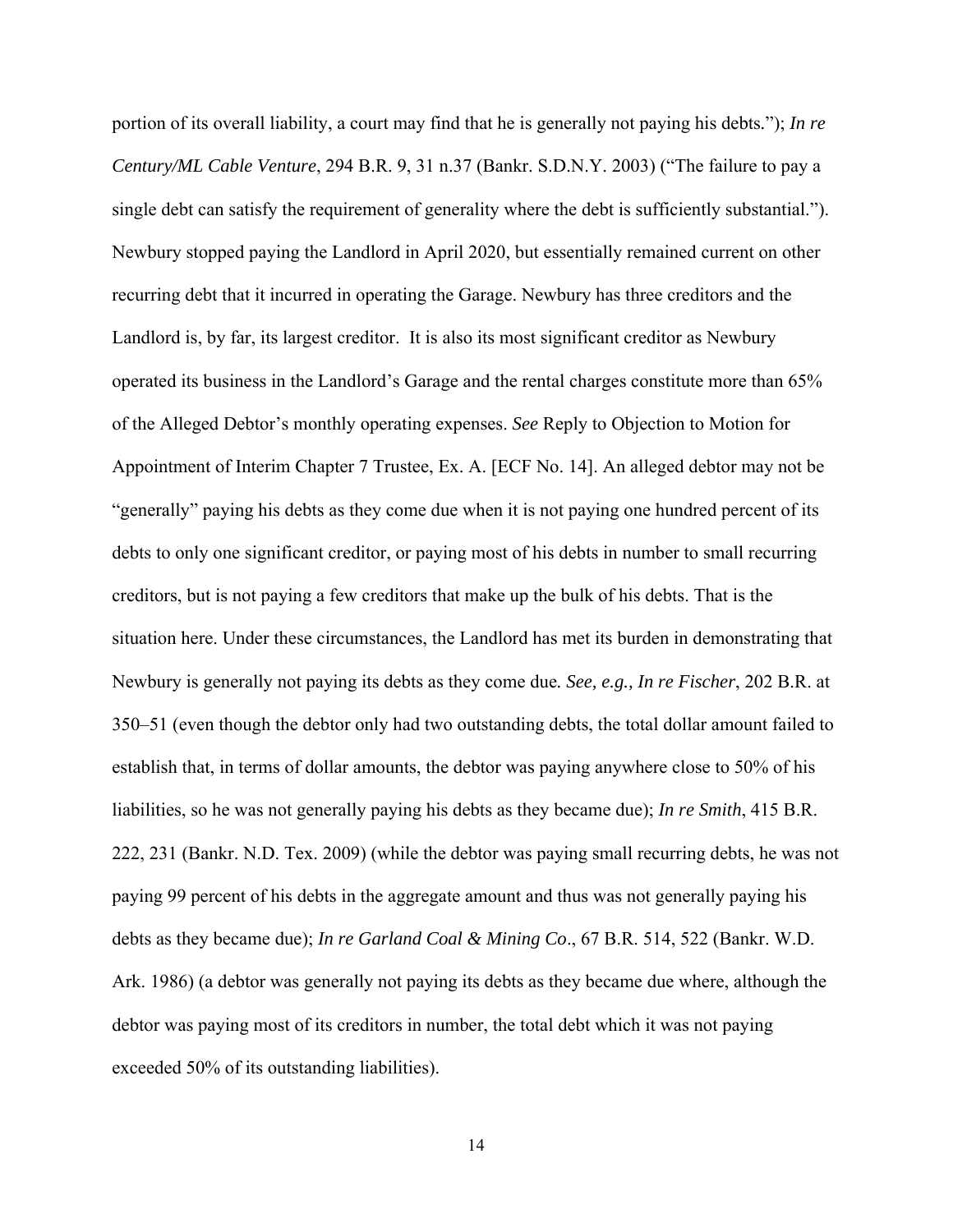portion of its overall liability, a court may find that he is generally not paying his debts."); *In re Century/ML Cable Venture*, 294 B.R. 9, 31 n.37 (Bankr. S.D.N.Y. 2003) ("The failure to pay a single debt can satisfy the requirement of generality where the debt is sufficiently substantial."). Newbury stopped paying the Landlord in April 2020, but essentially remained current on other recurring debt that it incurred in operating the Garage. Newbury has three creditors and the Landlord is, by far, its largest creditor. It is also its most significant creditor as Newbury operated its business in the Landlord's Garage and the rental charges constitute more than 65% of the Alleged Debtor's monthly operating expenses. *See* Reply to Objection to Motion for Appointment of Interim Chapter 7 Trustee, Ex. A. [ECF No. 14]. An alleged debtor may not be "generally" paying his debts as they come due when it is not paying one hundred percent of its debts to only one significant creditor, or paying most of his debts in number to small recurring creditors, but is not paying a few creditors that make up the bulk of his debts. That is the situation here. Under these circumstances, the Landlord has met its burden in demonstrating that Newbury is generally not paying its debts as they come due. *See, e.g., In re Fischer*, 202 B.R. at 350–51 (even though the debtor only had two outstanding debts, the total dollar amount failed to establish that, in terms of dollar amounts, the debtor was paying anywhere close to 50% of his liabilities, so he was not generally paying his debts as they became due); *In re Smith*, 415 B.R. 222, 231 (Bankr. N.D. Tex. 2009) (while the debtor was paying small recurring debts, he was not paying 99 percent of his debts in the aggregate amount and thus was not generally paying his debts as they became due); *In re Garland Coal & Mining Co*., 67 B.R. 514, 522 (Bankr. W.D. Ark. 1986) (a debtor was generally not paying its debts as they became due where, although the debtor was paying most of its creditors in number, the total debt which it was not paying exceeded 50% of its outstanding liabilities).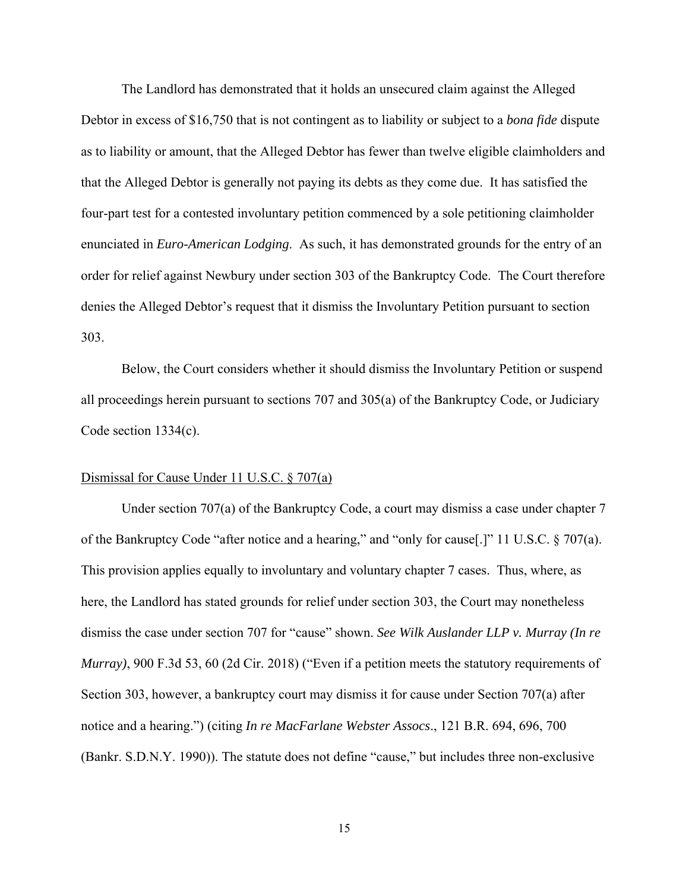The Landlord has demonstrated that it holds an unsecured claim against the Alleged Debtor in excess of $16,750 that is not contingent as to liability or subject to a *bona fide* dispute as to liability or amount, that the Alleged Debtor has fewer than twelve eligible claimholders and that the Alleged Debtor is generally not paying its debts as they come due. It has satisfied the four-part test for a contested involuntary petition commenced by a sole petitioning claimholder enunciated in *Euro-American Lodging*. As such, it has demonstrated grounds for the entry of an order for relief against Newbury under section 303 of the Bankruptcy Code. The Court therefore denies the Alleged Debtor's request that it dismiss the Involuntary Petition pursuant to section 303.

Below, the Court considers whether it should dismiss the Involuntary Petition or suspend all proceedings herein pursuant to sections 707 and 305(a) of the Bankruptcy Code, or Judiciary Code section 1334(c).

Dismissal for Cause Under 11 U.S.C. § 707(a)

Under section 707(a) of the Bankruptcy Code, a court may dismiss a case under chapter 7 of the Bankruptcy Code "after notice and a hearing," and "only for cause[.]" 11 U.S.C. § 707(a). This provision applies equally to involuntary and voluntary chapter 7 cases. Thus, where, as here, the Landlord has stated grounds for relief under section 303, the Court may nonetheless dismiss the case under section 707 for "cause" shown. *See Wilk Auslander LLP v. Murray (In re Murray)*, 900 F.3d 53, 60 (2d Cir. 2018) ("Even if a petition meets the statutory requirements of Section 303, however, a bankruptcy court may dismiss it for cause under Section 707(a) after notice and a hearing.") (citing *In re MacFarlane Webster Assocs*., 121 B.R. 694, 696, 700 (Bankr. S.D.N.Y. 1990)). The statute does not define "cause," but includes three non-exclusive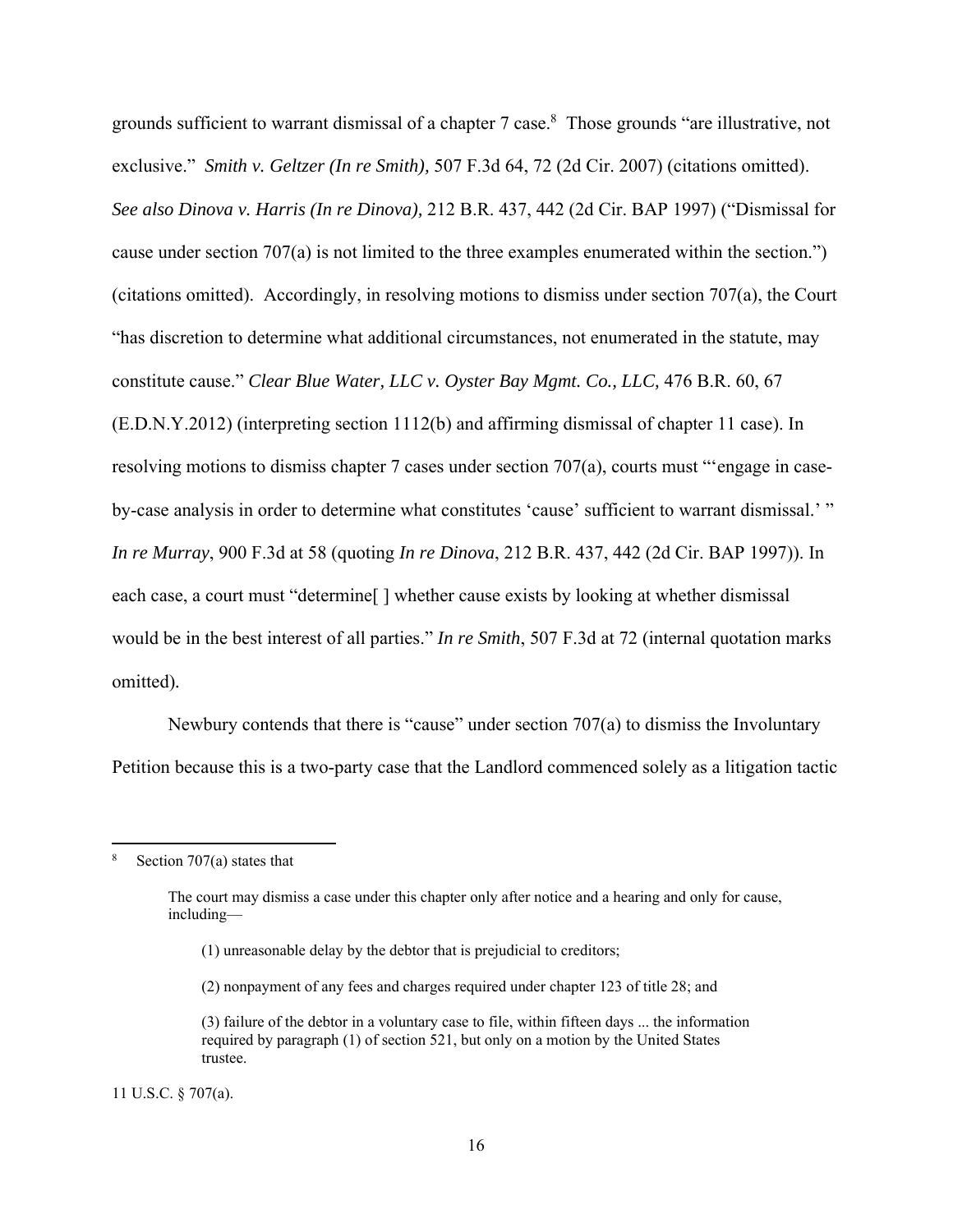grounds sufficient to warrant dismissal of a chapter 7 case.[8] Those grounds "are illustrative, not exclusive." *Smith v. Geltzer (In re Smith),* 507 F.3d 64, 72 (2d Cir. 2007) (citations omitted). *See also Dinova v. Harris (In re Dinova),* 212 B.R. 437, 442 (2d Cir. BAP 1997) ("Dismissal for cause under section 707(a) is not limited to the three examples enumerated within the section.") (citations omitted). Accordingly, in resolving motions to dismiss under section 707(a), the Court "has discretion to determine what additional circumstances, not enumerated in the statute, may constitute cause." *Clear Blue Water, LLC v. Oyster Bay Mgmt. Co., LLC,* 476 B.R. 60, 67 (E.D.N.Y.2012) (interpreting section 1112(b) and affirming dismissal of chapter 11 case). In resolving motions to dismiss chapter 7 cases under section 707(a), courts must "'engage in case-by-case analysis in order to determine what constitutes 'cause' sufficient to warrant dismissal.' " *In re Murray*, 900 F.3d at 58 (quoting *In re Dinova*, 212 B.R. 437, 442 (2d Cir. BAP 1997)). In each case, a court must "determine[ ] whether cause exists by looking at whether dismissal would be in the best interest of all parties." *In re Smith*, 507 F.3d at 72 (internal quotation marks omitted).

Newbury contends that there is "cause" under section 707(a) to dismiss the Involuntary Petition because this is a two-party case that the Landlord commenced solely as a litigation tactic

---

[8] Section 707(a) states that

> The court may dismiss a case under this chapter only after notice and a hearing and only for cause, including—
>
> (1) unreasonable delay by the debtor that is prejudicial to creditors;
>
> (2) nonpayment of any fees and charges required under chapter 123 of title 28; and
>
> (3) failure of the debtor in a voluntary case to file, within fifteen days ... the information required by paragraph (1) of section 521, but only on a motion by the United States trustee.

11 U.S.C. § 707(a).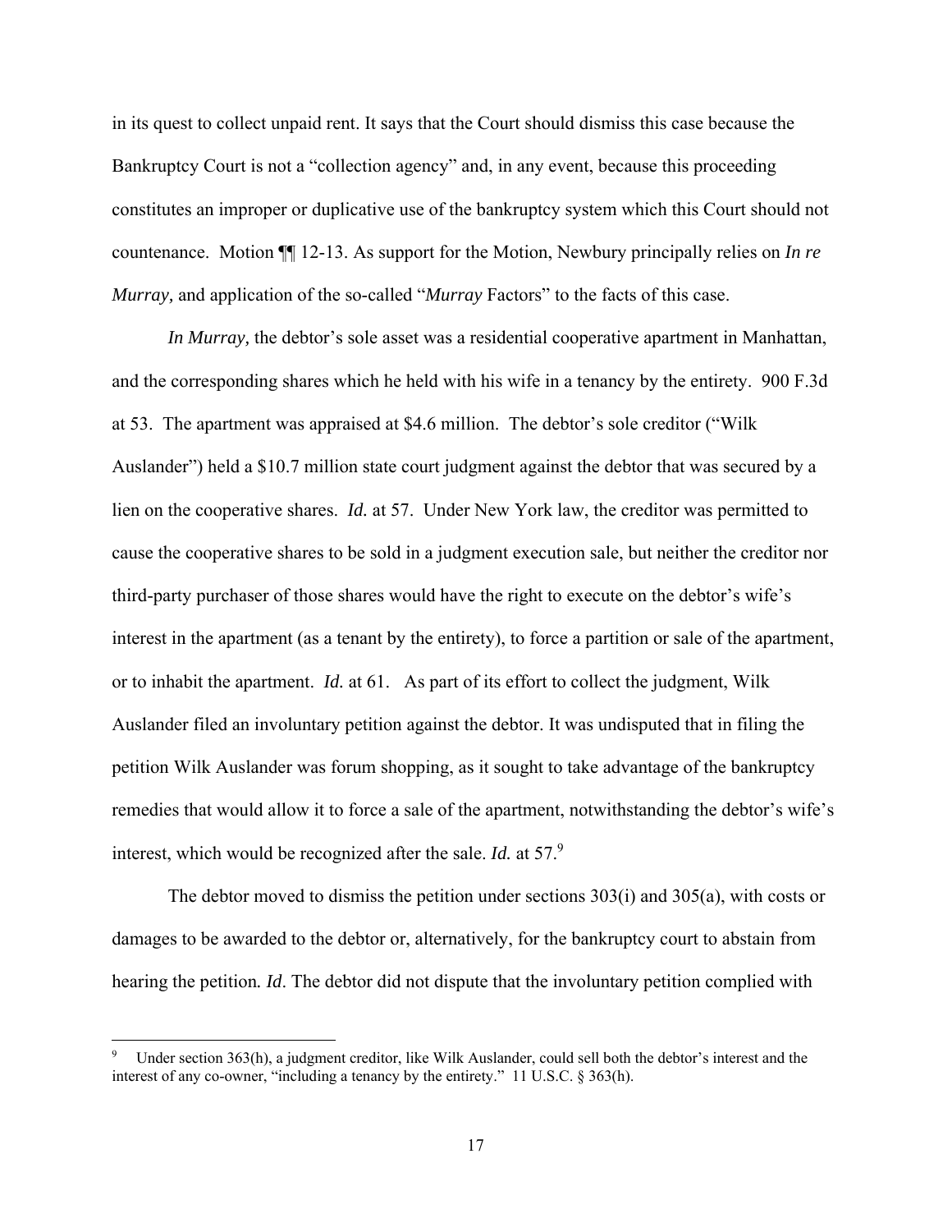in its quest to collect unpaid rent. It says that the Court should dismiss this case because the Bankruptcy Court is not a "collection agency" and, in any event, because this proceeding constitutes an improper or duplicative use of the bankruptcy system which this Court should not countenance. Motion ¶¶ 12-13. As support for the Motion, Newbury principally relies on *In re Murray,* and application of the so-called "*Murray* Factors" to the facts of this case.

*In Murray,* the debtor's sole asset was a residential cooperative apartment in Manhattan, and the corresponding shares which he held with his wife in a tenancy by the entirety. 900 F.3d at 53. The apartment was appraised at $4.6 million. The debtor's sole creditor ("Wilk Auslander") held a $10.7 million state court judgment against the debtor that was secured by a lien on the cooperative shares. *Id.* at 57. Under New York law, the creditor was permitted to cause the cooperative shares to be sold in a judgment execution sale, but neither the creditor nor third-party purchaser of those shares would have the right to execute on the debtor's wife's interest in the apartment (as a tenant by the entirety), to force a partition or sale of the apartment, or to inhabit the apartment. *Id.* at 61. As part of its effort to collect the judgment, Wilk Auslander filed an involuntary petition against the debtor. It was undisputed that in filing the petition Wilk Auslander was forum shopping, as it sought to take advantage of the bankruptcy remedies that would allow it to force a sale of the apartment, notwithstanding the debtor's wife's interest, which would be recognized after the sale. *Id.* at 57.[9]

The debtor moved to dismiss the petition under sections 303(i) and 305(a), with costs or damages to be awarded to the debtor or, alternatively, for the bankruptcy court to abstain from hearing the petition*. Id*. The debtor did not dispute that the involuntary petition complied with

[9] Under section 363(h), a judgment creditor, like Wilk Auslander, could sell both the debtor's interest and the interest of any co-owner, "including a tenancy by the entirety." 11 U.S.C. § 363(h).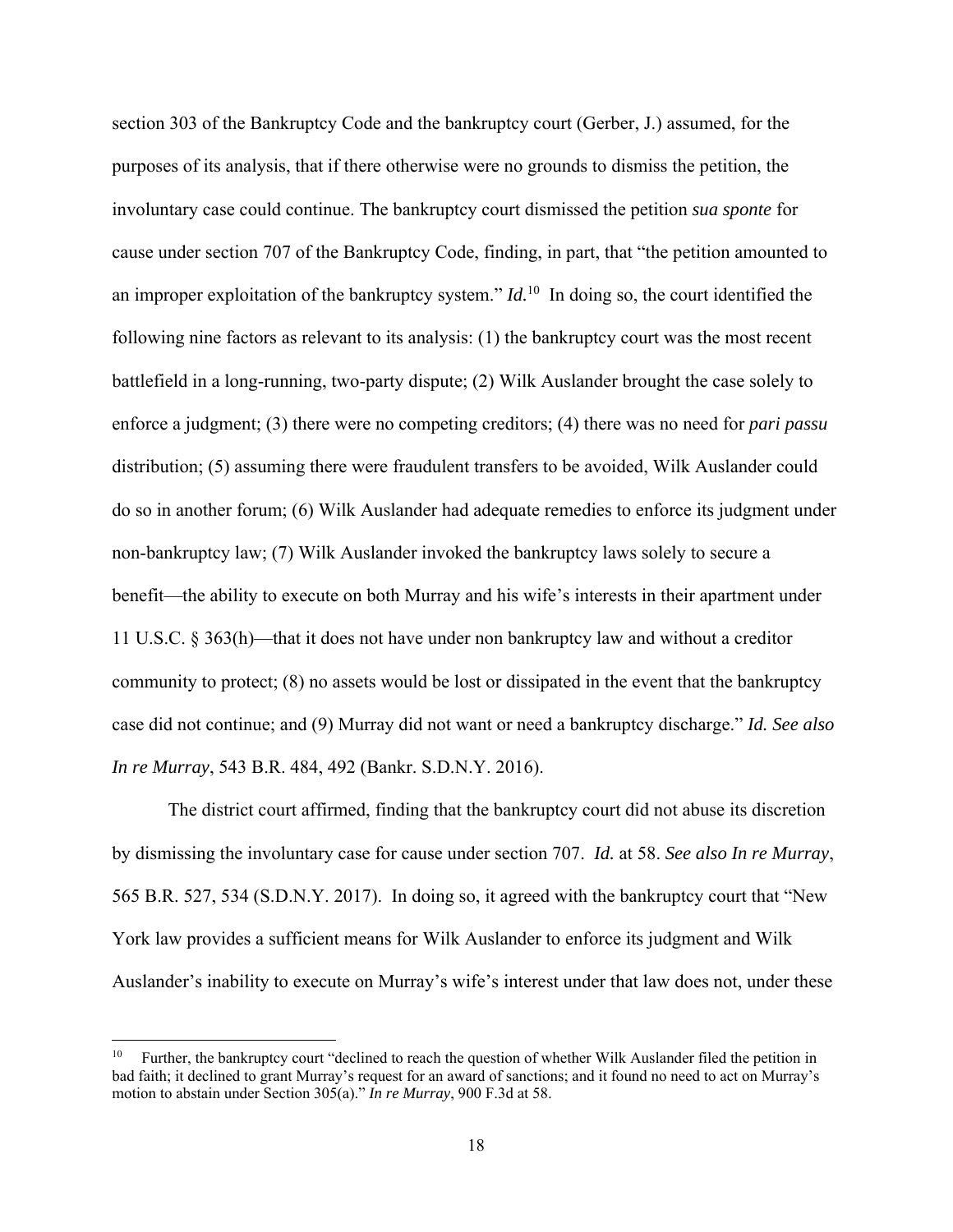section 303 of the Bankruptcy Code and the bankruptcy court (Gerber, J.) assumed, for the purposes of its analysis, that if there otherwise were no grounds to dismiss the petition, the involuntary case could continue. The bankruptcy court dismissed the petition *sua sponte* for cause under section 707 of the Bankruptcy Code, finding, in part, that "the petition amounted to an improper exploitation of the bankruptcy system." *Id.*[10] In doing so, the court identified the following nine factors as relevant to its analysis: (1) the bankruptcy court was the most recent battlefield in a long-running, two-party dispute; (2) Wilk Auslander brought the case solely to enforce a judgment; (3) there were no competing creditors; (4) there was no need for *pari passu* distribution; (5) assuming there were fraudulent transfers to be avoided, Wilk Auslander could do so in another forum; (6) Wilk Auslander had adequate remedies to enforce its judgment under non-bankruptcy law; (7) Wilk Auslander invoked the bankruptcy laws solely to secure a benefit—the ability to execute on both Murray and his wife's interests in their apartment under 11 U.S.C. § 363(h)—that it does not have under non bankruptcy law and without a creditor community to protect; (8) no assets would be lost or dissipated in the event that the bankruptcy case did not continue; and (9) Murray did not want or need a bankruptcy discharge." *Id. See also In re Murray*, 543 B.R. 484, 492 (Bankr. S.D.N.Y. 2016).

The district court affirmed, finding that the bankruptcy court did not abuse its discretion by dismissing the involuntary case for cause under section 707. *Id.* at 58. *See also In re Murray*, 565 B.R. 527, 534 (S.D.N.Y. 2017). In doing so, it agreed with the bankruptcy court that "New York law provides a sufficient means for Wilk Auslander to enforce its judgment and Wilk Auslander's inability to execute on Murray's wife's interest under that law does not, under these

---

[10] Further, the bankruptcy court "declined to reach the question of whether Wilk Auslander filed the petition in bad faith; it declined to grant Murray's request for an award of sanctions; and it found no need to act on Murray's motion to abstain under Section 305(a)." *In re Murray*, 900 F.3d at 58.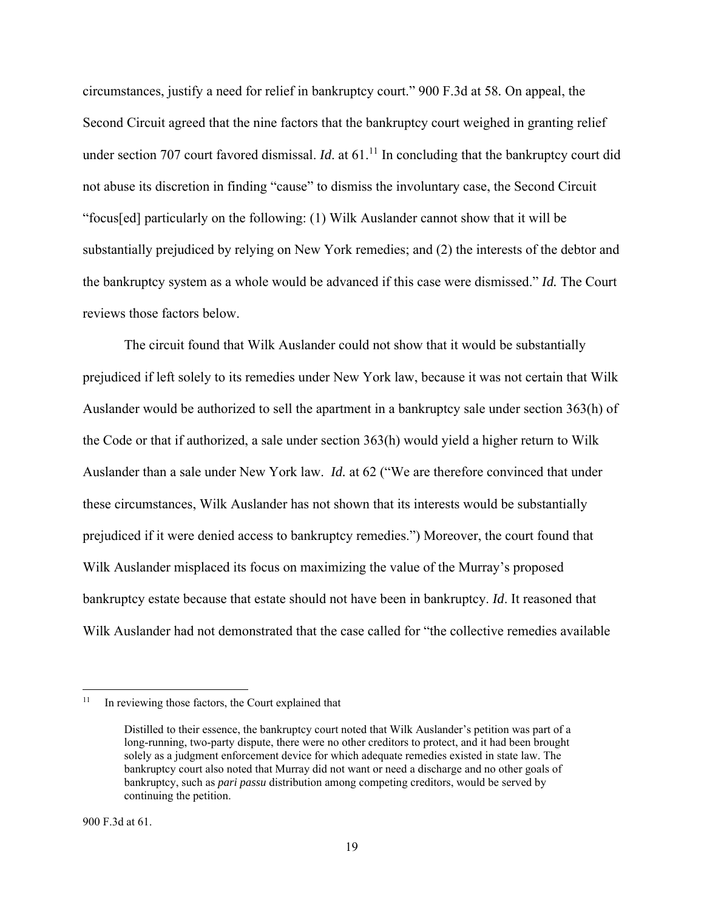circumstances, justify a need for relief in bankruptcy court." 900 F.3d at 58. On appeal, the Second Circuit agreed that the nine factors that the bankruptcy court weighed in granting relief under section 707 court favored dismissal. *Id*. at 61.[11] In concluding that the bankruptcy court did not abuse its discretion in finding "cause" to dismiss the involuntary case, the Second Circuit "focus[ed] particularly on the following: (1) Wilk Auslander cannot show that it will be substantially prejudiced by relying on New York remedies; and (2) the interests of the debtor and the bankruptcy system as a whole would be advanced if this case were dismissed." ***Id.*** The Court reviews those factors below.

The circuit found that Wilk Auslander could not show that it would be substantially prejudiced if left solely to its remedies under New York law, because it was not certain that Wilk Auslander would be authorized to sell the apartment in a bankruptcy sale under section 363(h) of the Code or that if authorized, a sale under section 363(h) would yield a higher return to Wilk Auslander than a sale under New York law. *Id.* at 62 ("We are therefore convinced that under these circumstances, Wilk Auslander has not shown that its interests would be substantially prejudiced if it were denied access to bankruptcy remedies.") Moreover, the court found that Wilk Auslander misplaced its focus on maximizing the value of the Murray's proposed bankruptcy estate because that estate should not have been in bankruptcy. *Id*. It reasoned that Wilk Auslander had not demonstrated that the case called for "the collective remedies available

---

[11] In reviewing those factors, the Court explained that

> Distilled to their essence, the bankruptcy court noted that Wilk Auslander's petition was part of a long-running, two-party dispute, there were no other creditors to protect, and it had been brought solely as a judgment enforcement device for which adequate remedies existed in state law. The bankruptcy court also noted that Murray did not want or need a discharge and no other goals of bankruptcy, such as *pari passu* distribution among competing creditors, would be served by continuing the petition.

900 F.3d at 61.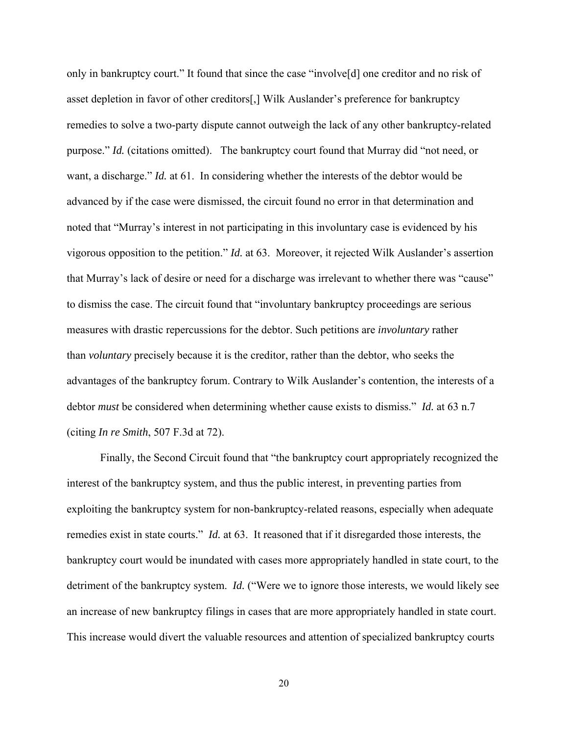only in bankruptcy court." It found that since the case "involve[d] one creditor and no risk of asset depletion in favor of other creditors[,] Wilk Auslander's preference for bankruptcy remedies to solve a two-party dispute cannot outweigh the lack of any other bankruptcy-related purpose." *Id.* (citations omitted). The bankruptcy court found that Murray did "not need, or want, a discharge." *Id.* at 61. In considering whether the interests of the debtor would be advanced by if the case were dismissed, the circuit found no error in that determination and noted that "Murray's interest in not participating in this involuntary case is evidenced by his vigorous opposition to the petition." *Id.* at 63. Moreover, it rejected Wilk Auslander's assertion that Murray's lack of desire or need for a discharge was irrelevant to whether there was "cause" to dismiss the case. The circuit found that "involuntary bankruptcy proceedings are serious measures with drastic repercussions for the debtor. Such petitions are *involuntary* rather than *voluntary* precisely because it is the creditor, rather than the debtor, who seeks the advantages of the bankruptcy forum. Contrary to Wilk Auslander's contention, the interests of a debtor *must* be considered when determining whether cause exists to dismiss." *Id.* at 63 n.7 (citing *In re Smith*, 507 F.3d at 72).

Finally, the Second Circuit found that "the bankruptcy court appropriately recognized the interest of the bankruptcy system, and thus the public interest, in preventing parties from exploiting the bankruptcy system for non-bankruptcy-related reasons, especially when adequate remedies exist in state courts." *Id.* at 63. It reasoned that if it disregarded those interests, the bankruptcy court would be inundated with cases more appropriately handled in state court, to the detriment of the bankruptcy system. *Id.* ("Were we to ignore those interests, we would likely see an increase of new bankruptcy filings in cases that are more appropriately handled in state court. This increase would divert the valuable resources and attention of specialized bankruptcy courts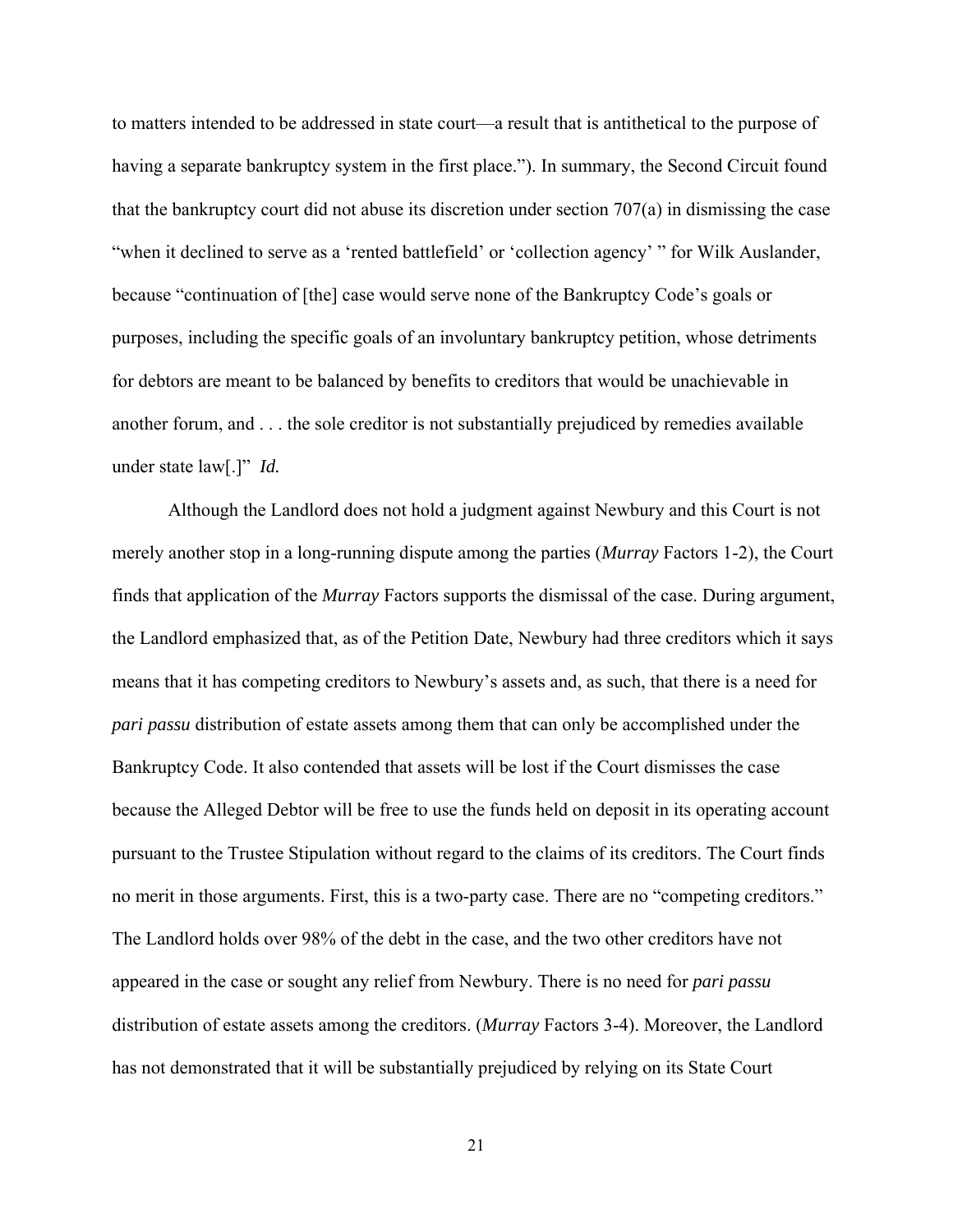to matters intended to be addressed in state court—a result that is antithetical to the purpose of having a separate bankruptcy system in the first place."). In summary, the Second Circuit found that the bankruptcy court did not abuse its discretion under section 707(a) in dismissing the case "when it declined to serve as a 'rented battlefield' or 'collection agency' " for Wilk Auslander, because "continuation of [the] case would serve none of the Bankruptcy Code's goals or purposes, including the specific goals of an involuntary bankruptcy petition, whose detriments for debtors are meant to be balanced by benefits to creditors that would be unachievable in another forum, and . . . the sole creditor is not substantially prejudiced by remedies available under state law[.]" *Id.*

Although the Landlord does not hold a judgment against Newbury and this Court is not merely another stop in a long-running dispute among the parties (*Murray* Factors 1-2), the Court finds that application of the *Murray* Factors supports the dismissal of the case. During argument, the Landlord emphasized that, as of the Petition Date, Newbury had three creditors which it says means that it has competing creditors to Newbury's assets and, as such, that there is a need for *pari passu* distribution of estate assets among them that can only be accomplished under the Bankruptcy Code. It also contended that assets will be lost if the Court dismisses the case because the Alleged Debtor will be free to use the funds held on deposit in its operating account pursuant to the Trustee Stipulation without regard to the claims of its creditors. The Court finds no merit in those arguments. First, this is a two-party case. There are no "competing creditors." The Landlord holds over 98% of the debt in the case, and the two other creditors have not appeared in the case or sought any relief from Newbury. There is no need for *pari passu* distribution of estate assets among the creditors. (*Murray* Factors 3-4). Moreover, the Landlord has not demonstrated that it will be substantially prejudiced by relying on its State Court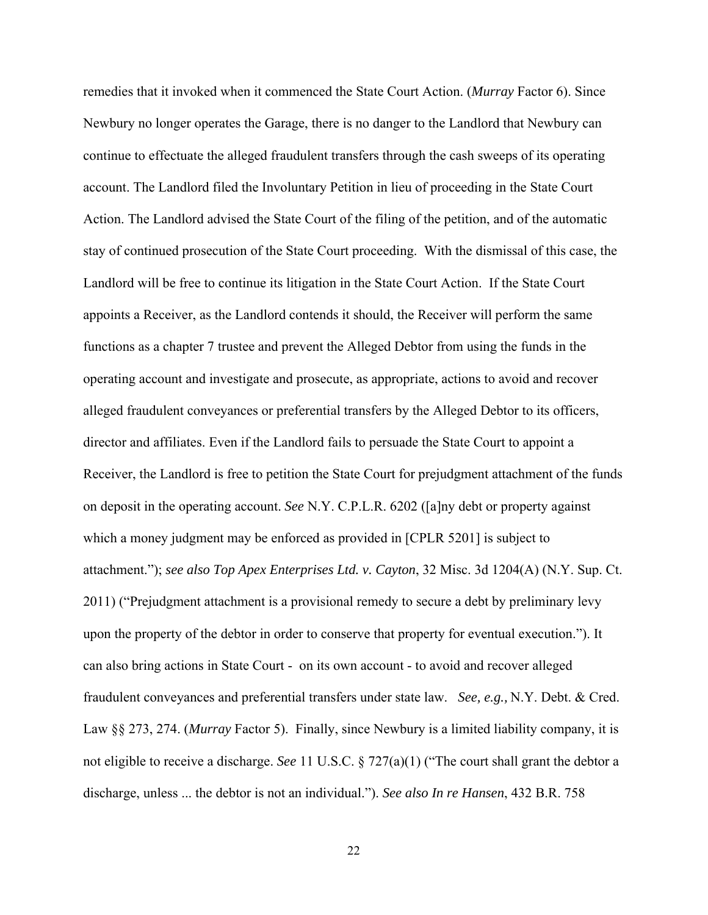remedies that it invoked when it commenced the State Court Action. (*Murray* Factor 6). Since Newbury no longer operates the Garage, there is no danger to the Landlord that Newbury can continue to effectuate the alleged fraudulent transfers through the cash sweeps of its operating account. The Landlord filed the Involuntary Petition in lieu of proceeding in the State Court Action. The Landlord advised the State Court of the filing of the petition, and of the automatic stay of continued prosecution of the State Court proceeding. With the dismissal of this case, the Landlord will be free to continue its litigation in the State Court Action. If the State Court appoints a Receiver, as the Landlord contends it should, the Receiver will perform the same functions as a chapter 7 trustee and prevent the Alleged Debtor from using the funds in the operating account and investigate and prosecute, as appropriate, actions to avoid and recover alleged fraudulent conveyances or preferential transfers by the Alleged Debtor to its officers, director and affiliates. Even if the Landlord fails to persuade the State Court to appoint a Receiver, the Landlord is free to petition the State Court for prejudgment attachment of the funds on deposit in the operating account. *See* N.Y. C.P.L.R. 6202 ([a]ny debt or property against which a money judgment may be enforced as provided in [CPLR 5201] is subject to attachment."); *see also Top Apex Enterprises Ltd. v. Cayton*, 32 Misc. 3d 1204(A) (N.Y. Sup. Ct. 2011) ("Prejudgment attachment is a provisional remedy to secure a debt by preliminary levy upon the property of the debtor in order to conserve that property for eventual execution."). It can also bring actions in State Court - on its own account - to avoid and recover alleged fraudulent conveyances and preferential transfers under state law. *See, e.g.,* N.Y. Debt. & Cred. Law §§ 273, 274. (*Murray* Factor 5). Finally, since Newbury is a limited liability company, it is not eligible to receive a discharge. *See* 11 U.S.C. § 727(a)(1) ("The court shall grant the debtor a discharge, unless ... the debtor is not an individual."). *See also In re Hansen*, 432 B.R. 758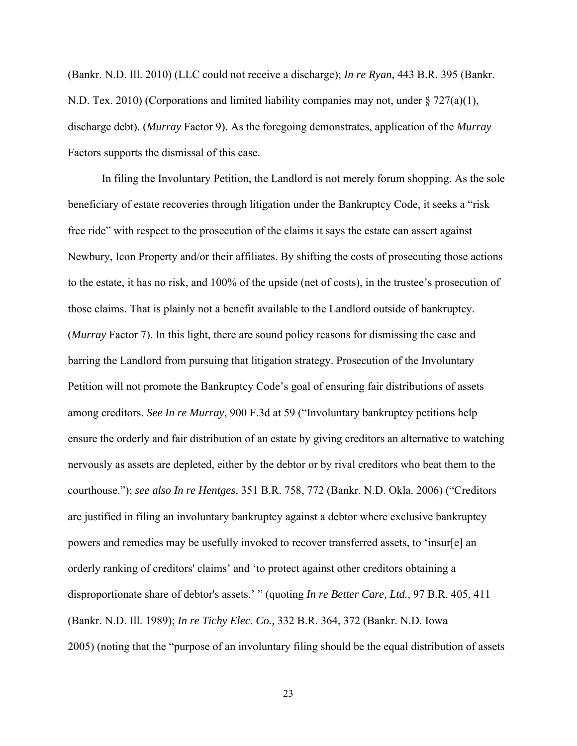(Bankr. N.D. Ill. 2010) (LLC could not receive a discharge); *In re Ryan*, 443 B.R. 395 (Bankr. N.D. Tex. 2010) (Corporations and limited liability companies may not, under § 727(a)(1), discharge debt). (*Murray* Factor 9). As the foregoing demonstrates, application of the *Murray* Factors supports the dismissal of this case.

In filing the Involuntary Petition, the Landlord is not merely forum shopping. As the sole beneficiary of estate recoveries through litigation under the Bankruptcy Code, it seeks a "risk free ride" with respect to the prosecution of the claims it says the estate can assert against Newbury, Icon Property and/or their affiliates. By shifting the costs of prosecuting those actions to the estate, it has no risk, and 100% of the upside (net of costs), in the trustee's prosecution of those claims. That is plainly not a benefit available to the Landlord outside of bankruptcy. (*Murray* Factor 7). In this light, there are sound policy reasons for dismissing the case and barring the Landlord from pursuing that litigation strategy. Prosecution of the Involuntary Petition will not promote the Bankruptcy Code's goal of ensuring fair distributions of assets among creditors. *See In re Murray*, 900 F.3d at 59 ("Involuntary bankruptcy petitions help ensure the orderly and fair distribution of an estate by giving creditors an alternative to watching nervously as assets are depleted, either by the debtor or by rival creditors who beat them to the courthouse."); *see also In re Hentges,* 351 B.R. 758, 772 (Bankr. N.D. Okla. 2006) ("Creditors are justified in filing an involuntary bankruptcy against a debtor where exclusive bankruptcy powers and remedies may be usefully invoked to recover transferred assets, to 'insur[e] an orderly ranking of creditors' claims' and 'to protect against other creditors obtaining a disproportionate share of debtor's assets.' " (quoting *In re Better Care, Ltd.,* 97 B.R. 405, 411 (Bankr. N.D. Ill. 1989); *In re Tichy Elec. Co.,* 332 B.R. 364, 372 (Bankr. N.D. Iowa 2005) (noting that the "purpose of an involuntary filing should be the equal distribution of assets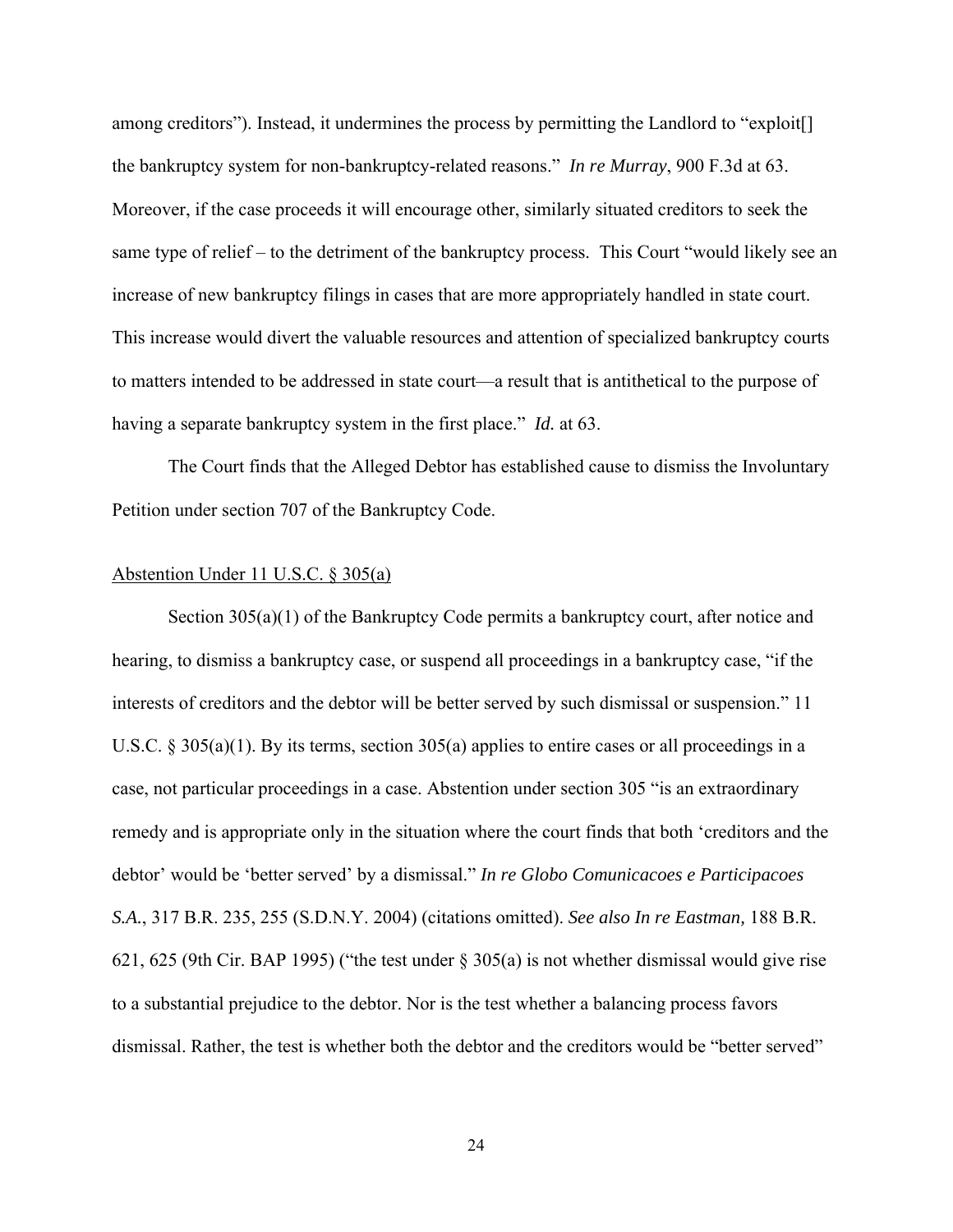among creditors"). Instead, it undermines the process by permitting the Landlord to "exploit[] the bankruptcy system for non-bankruptcy-related reasons." *In re Murray*, 900 F.3d at 63. Moreover, if the case proceeds it will encourage other, similarly situated creditors to seek the same type of relief – to the detriment of the bankruptcy process. This Court "would likely see an increase of new bankruptcy filings in cases that are more appropriately handled in state court. This increase would divert the valuable resources and attention of specialized bankruptcy courts to matters intended to be addressed in state court—a result that is antithetical to the purpose of having a separate bankruptcy system in the first place." *Id.* at 63.

The Court finds that the Alleged Debtor has established cause to dismiss the Involuntary Petition under section 707 of the Bankruptcy Code.

<u>Abstention Under 11 U.S.C. § 305(a)</u>

Section 305(a)(1) of the Bankruptcy Code permits a bankruptcy court, after notice and hearing, to dismiss a bankruptcy case, or suspend all proceedings in a bankruptcy case, "if the interests of creditors and the debtor will be better served by such dismissal or suspension." 11 U.S.C. § 305(a)(1). By its terms, section 305(a) applies to entire cases or all proceedings in a case, not particular proceedings in a case. Abstention under section 305 "is an extraordinary remedy and is appropriate only in the situation where the court finds that both 'creditors and the debtor' would be 'better served' by a dismissal." *In re Globo Comunicacoes e Participacoes S.A.*, 317 B.R. 235, 255 (S.D.N.Y. 2004) (citations omitted). *See also In re Eastman,* 188 B.R. 621, 625 (9th Cir. BAP 1995) ("the test under § 305(a) is not whether dismissal would give rise to a substantial prejudice to the debtor. Nor is the test whether a balancing process favors dismissal. Rather, the test is whether both the debtor and the creditors would be "better served"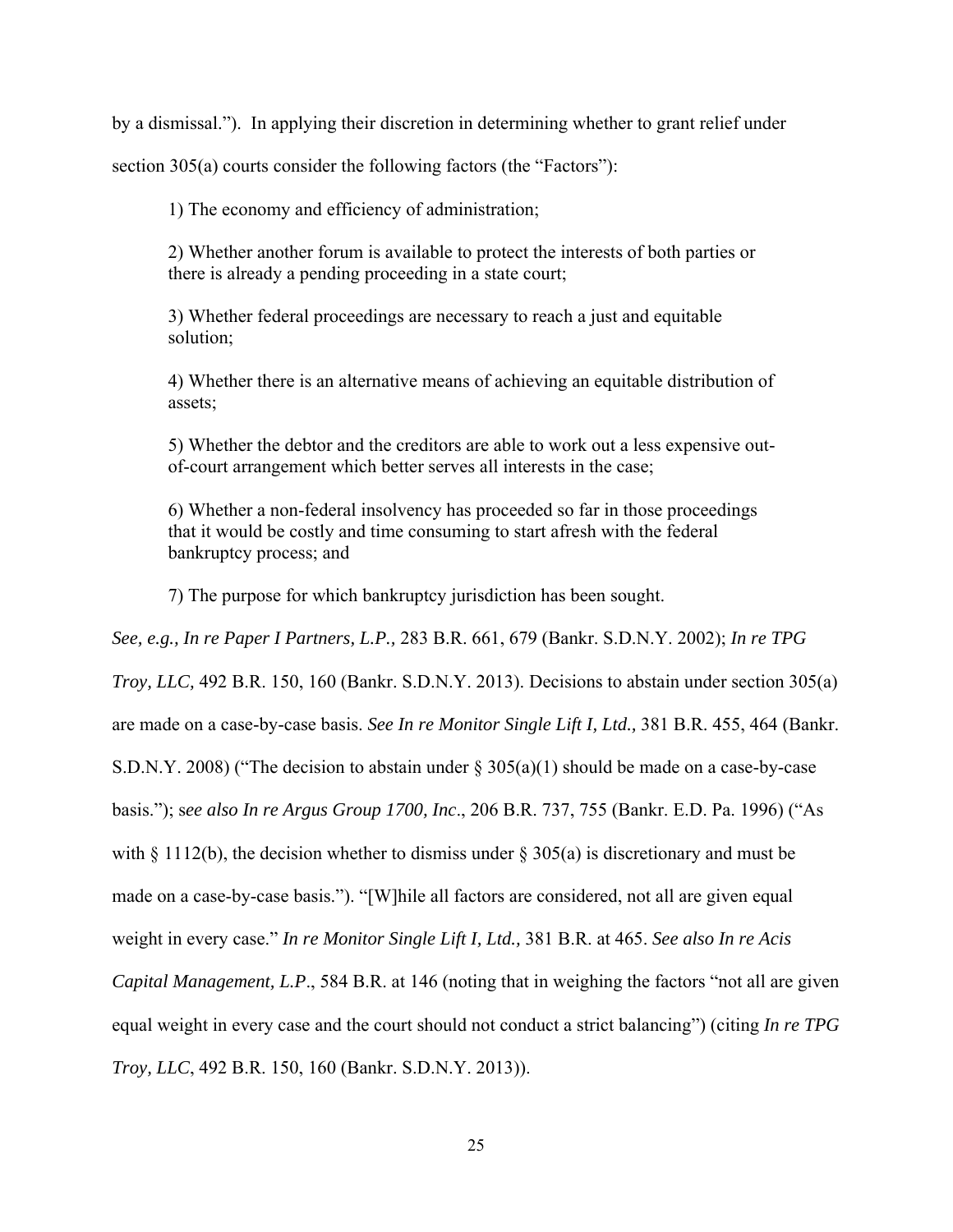by a dismissal."). In applying their discretion in determining whether to grant relief under section 305(a) courts consider the following factors (the "Factors"):

> 1) The economy and efficiency of administration;
>
> 2) Whether another forum is available to protect the interests of both parties or there is already a pending proceeding in a state court;
>
> 3) Whether federal proceedings are necessary to reach a just and equitable solution;
>
> 4) Whether there is an alternative means of achieving an equitable distribution of assets;
>
> 5) Whether the debtor and the creditors are able to work out a less expensive out-of-court arrangement which better serves all interests in the case;
>
> 6) Whether a non-federal insolvency has proceeded so far in those proceedings that it would be costly and time consuming to start afresh with the federal bankruptcy process; and
>
> 7) The purpose for which bankruptcy jurisdiction has been sought.

*See, e.g., In re Paper I Partners, L.P.,* 283 B.R. 661, 679 (Bankr. S.D.N.Y. 2002); *In re TPG Troy, LLC,* 492 B.R. 150, 160 (Bankr. S.D.N.Y. 2013). Decisions to abstain under section 305(a) are made on a case-by-case basis. *See In re Monitor Single Lift I, Ltd.,* 381 B.R. 455, 464 (Bankr. S.D.N.Y. 2008) ("The decision to abstain under § 305(a)(1) should be made on a case-by-case basis."); s*ee also In re Argus Group 1700, Inc*., 206 B.R. 737, 755 (Bankr. E.D. Pa. 1996) ("As with § 1112(b), the decision whether to dismiss under § 305(a) is discretionary and must be made on a case-by-case basis."). "[W]hile all factors are considered, not all are given equal weight in every case." *In re Monitor Single Lift I, Ltd.,* 381 B.R. at 465. *See also In re Acis Capital Management, L.P*., 584 B.R. at 146 (noting that in weighing the factors "not all are given equal weight in every case and the court should not conduct a strict balancing") (citing *In re TPG Troy, LLC*, 492 B.R. 150, 160 (Bankr. S.D.N.Y. 2013)).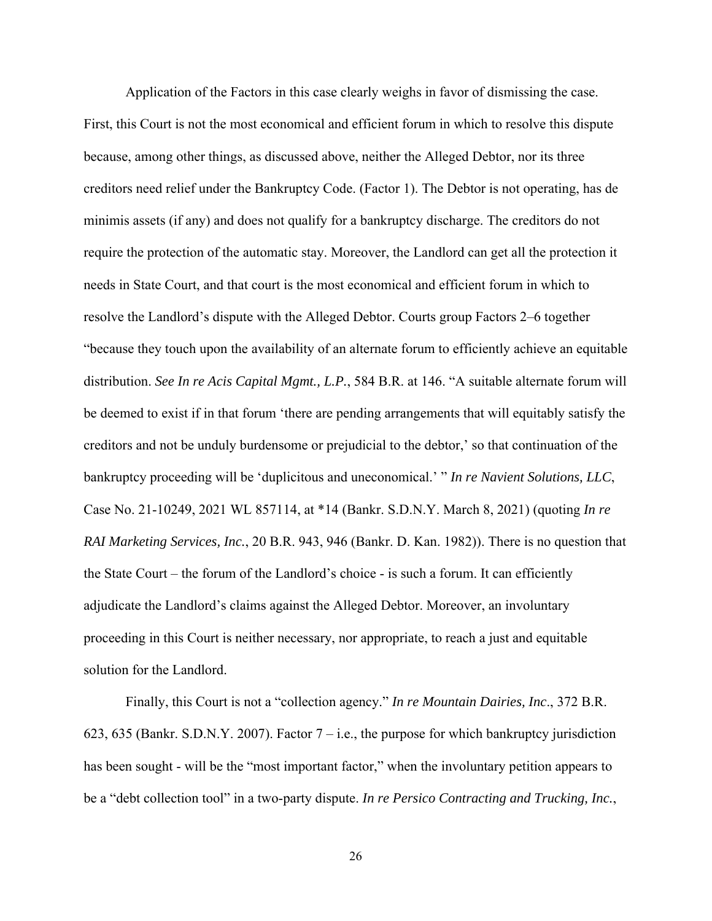Application of the Factors in this case clearly weighs in favor of dismissing the case. First, this Court is not the most economical and efficient forum in which to resolve this dispute because, among other things, as discussed above, neither the Alleged Debtor, nor its three creditors need relief under the Bankruptcy Code. (Factor 1). The Debtor is not operating, has de minimis assets (if any) and does not qualify for a bankruptcy discharge. The creditors do not require the protection of the automatic stay. Moreover, the Landlord can get all the protection it needs in State Court, and that court is the most economical and efficient forum in which to resolve the Landlord's dispute with the Alleged Debtor. Courts group Factors 2–6 together "because they touch upon the availability of an alternate forum to efficiently achieve an equitable distribution. *See In re Acis Capital Mgmt., L.P.*, 584 B.R. at 146. "A suitable alternate forum will be deemed to exist if in that forum 'there are pending arrangements that will equitably satisfy the creditors and not be unduly burdensome or prejudicial to the debtor,' so that continuation of the bankruptcy proceeding will be 'duplicitous and uneconomical.' " *In re Navient Solutions, LLC*, Case No. 21-10249, 2021 WL 857114, at *14 (Bankr. S.D.N.Y. March 8, 2021) (quoting *In re RAI Marketing Services, Inc.*, 20 B.R. 943, 946 (Bankr. D. Kan. 1982)). There is no question that the State Court – the forum of the Landlord's choice - is such a forum. It can efficiently adjudicate the Landlord's claims against the Alleged Debtor. Moreover, an involuntary proceeding in this Court is neither necessary, nor appropriate, to reach a just and equitable solution for the Landlord.

Finally, this Court is not a "collection agency." *In re Mountain Dairies, Inc*., 372 B.R. 623, 635 (Bankr. S.D.N.Y. 2007). Factor 7 – i.e., the purpose for which bankruptcy jurisdiction has been sought - will be the "most important factor," when the involuntary petition appears to be a "debt collection tool" in a two-party dispute. *In re Persico Contracting and Trucking, Inc.*,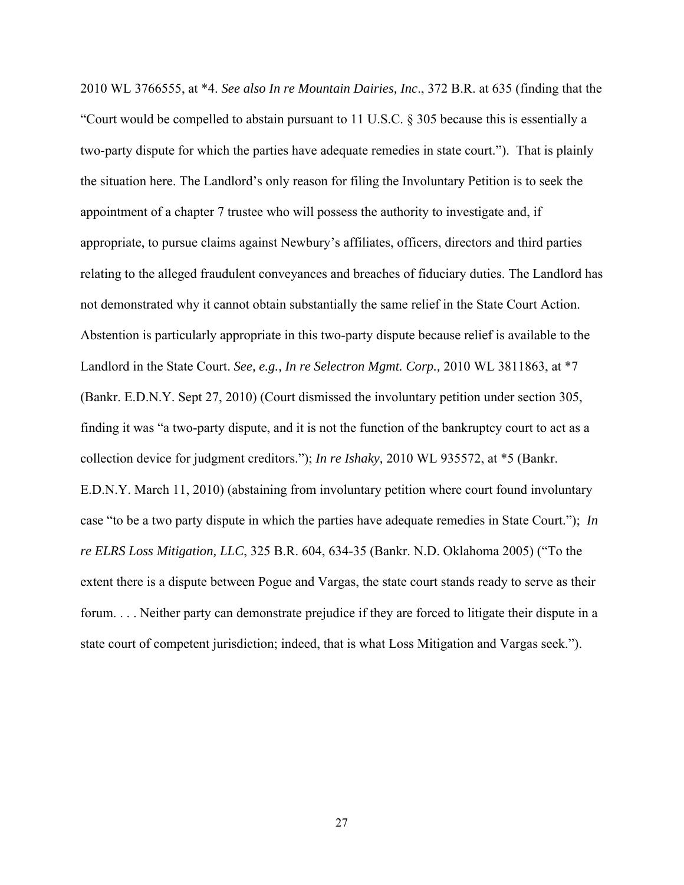2010 WL 3766555, at *4. *See also In re Mountain Dairies, Inc*., 372 B.R. at 635 (finding that the "Court would be compelled to abstain pursuant to 11 U.S.C. § 305 because this is essentially a two-party dispute for which the parties have adequate remedies in state court."). That is plainly the situation here. The Landlord's only reason for filing the Involuntary Petition is to seek the appointment of a chapter 7 trustee who will possess the authority to investigate and, if appropriate, to pursue claims against Newbury's affiliates, officers, directors and third parties relating to the alleged fraudulent conveyances and breaches of fiduciary duties. The Landlord has not demonstrated why it cannot obtain substantially the same relief in the State Court Action. Abstention is particularly appropriate in this two-party dispute because relief is available to the Landlord in the State Court. *See, e.g., In re Selectron Mgmt. Corp.,* 2010 WL 3811863, at *7 (Bankr. E.D.N.Y. Sept 27, 2010) (Court dismissed the involuntary petition under section 305, finding it was "a two-party dispute, and it is not the function of the bankruptcy court to act as a collection device for judgment creditors."); *In re Ishaky,* 2010 WL 935572, at *5 (Bankr. E.D.N.Y. March 11, 2010) (abstaining from involuntary petition where court found involuntary case "to be a two party dispute in which the parties have adequate remedies in State Court."); *In re ELRS Loss Mitigation, LLC*, 325 B.R. 604, 634-35 (Bankr. N.D. Oklahoma 2005) ("To the extent there is a dispute between Pogue and Vargas, the state court stands ready to serve as their forum. . . . Neither party can demonstrate prejudice if they are forced to litigate their dispute in a state court of competent jurisdiction; indeed, that is what Loss Mitigation and Vargas seek.").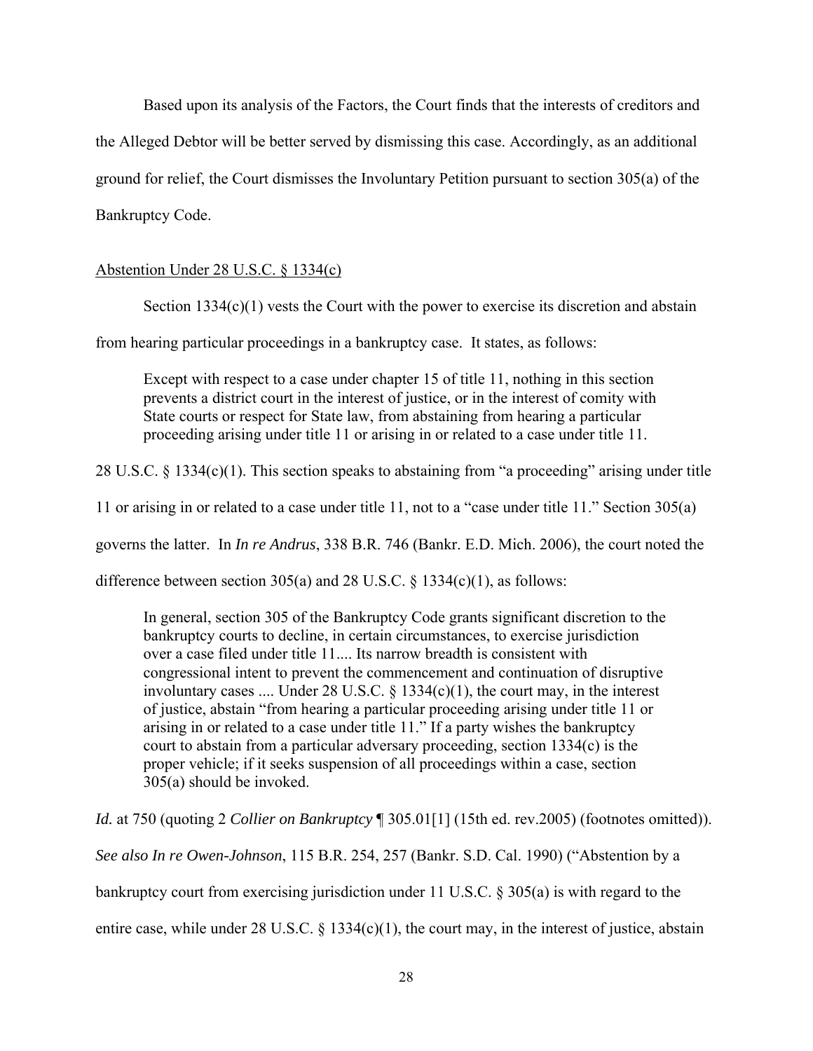Based upon its analysis of the Factors, the Court finds that the interests of creditors and the Alleged Debtor will be better served by dismissing this case. Accordingly, as an additional ground for relief, the Court dismisses the Involuntary Petition pursuant to section 305(a) of the Bankruptcy Code.

Abstention Under 28 U.S.C. § 1334(c)

Section 1334(c)(1) vests the Court with the power to exercise its discretion and abstain from hearing particular proceedings in a bankruptcy case. It states, as follows:

> Except with respect to a case under chapter 15 of title 11, nothing in this section prevents a district court in the interest of justice, or in the interest of comity with State courts or respect for State law, from abstaining from hearing a particular proceeding arising under title 11 or arising in or related to a case under title 11.

28 U.S.C. § 1334(c)(1). This section speaks to abstaining from "a proceeding" arising under title 11 or arising in or related to a case under title 11, not to a "case under title 11." Section 305(a) governs the latter. In *In re Andrus*, 338 B.R. 746 (Bankr. E.D. Mich. 2006), the court noted the difference between section 305(a) and 28 U.S.C. § 1334(c)(1), as follows:

> In general, section 305 of the Bankruptcy Code grants significant discretion to the bankruptcy courts to decline, in certain circumstances, to exercise jurisdiction over a case filed under title 11.... Its narrow breadth is consistent with congressional intent to prevent the commencement and continuation of disruptive involuntary cases .... Under 28 U.S.C. § 1334(c)(1), the court may, in the interest of justice, abstain "from hearing a particular proceeding arising under title 11 or arising in or related to a case under title 11." If a party wishes the bankruptcy court to abstain from a particular adversary proceeding, section 1334(c) is the proper vehicle; if it seeks suspension of all proceedings within a case, section 305(a) should be invoked.

*Id.* at 750 (quoting 2 *Collier on Bankruptcy* ¶ 305.01[1] (15th ed. rev.2005) (footnotes omitted)). *See also In re Owen-Johnson*, 115 B.R. 254, 257 (Bankr. S.D. Cal. 1990) ("Abstention by a bankruptcy court from exercising jurisdiction under 11 U.S.C. § 305(a) is with regard to the entire case, while under 28 U.S.C. § 1334(c)(1), the court may, in the interest of justice, abstain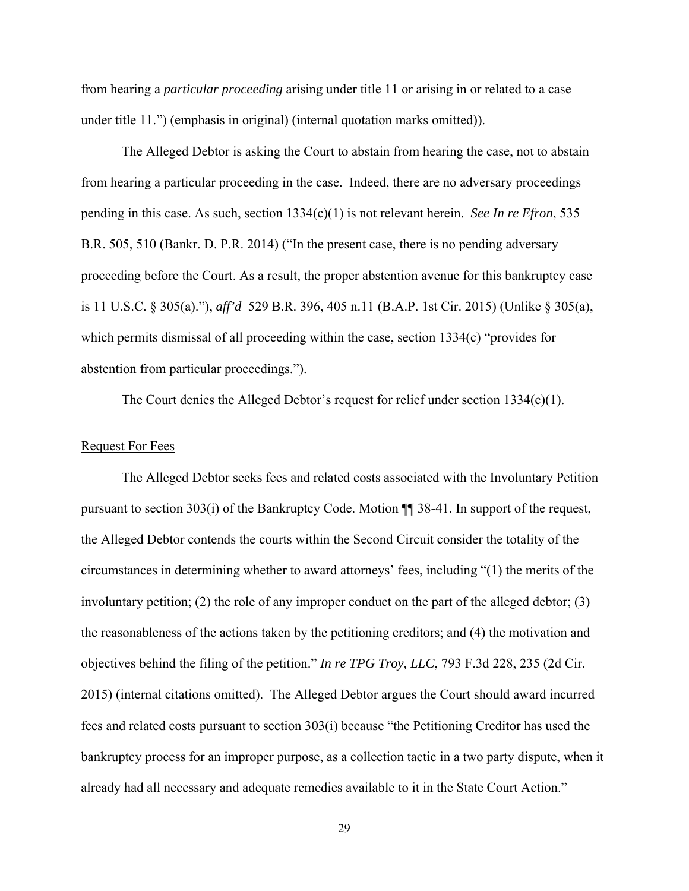from hearing a *particular proceeding* arising under title 11 or arising in or related to a case under title 11.") (emphasis in original) (internal quotation marks omitted)).

The Alleged Debtor is asking the Court to abstain from hearing the case, not to abstain from hearing a particular proceeding in the case. Indeed, there are no adversary proceedings pending in this case. As such, section 1334(c)(1) is not relevant herein. *See In re Efron*, 535 B.R. 505, 510 (Bankr. D. P.R. 2014) ("In the present case, there is no pending adversary proceeding before the Court. As a result, the proper abstention avenue for this bankruptcy case is 11 U.S.C. § 305(a)."), *aff'd* 529 B.R. 396, 405 n.11 (B.A.P. 1st Cir. 2015) (Unlike § 305(a), which permits dismissal of all proceeding within the case, section 1334(c) "provides for abstention from particular proceedings.").

The Court denies the Alleged Debtor's request for relief under section 1334(c)(1).

<u>Request For Fees</u>

The Alleged Debtor seeks fees and related costs associated with the Involuntary Petition pursuant to section 303(i) of the Bankruptcy Code. Motion ¶¶ 38-41. In support of the request, the Alleged Debtor contends the courts within the Second Circuit consider the totality of the circumstances in determining whether to award attorneys' fees, including "(1) the merits of the involuntary petition; (2) the role of any improper conduct on the part of the alleged debtor; (3) the reasonableness of the actions taken by the petitioning creditors; and (4) the motivation and objectives behind the filing of the petition." *In re TPG Troy, LLC*, 793 F.3d 228, 235 (2d Cir. 2015) (internal citations omitted). The Alleged Debtor argues the Court should award incurred fees and related costs pursuant to section 303(i) because "the Petitioning Creditor has used the bankruptcy process for an improper purpose, as a collection tactic in a two party dispute, when it already had all necessary and adequate remedies available to it in the State Court Action."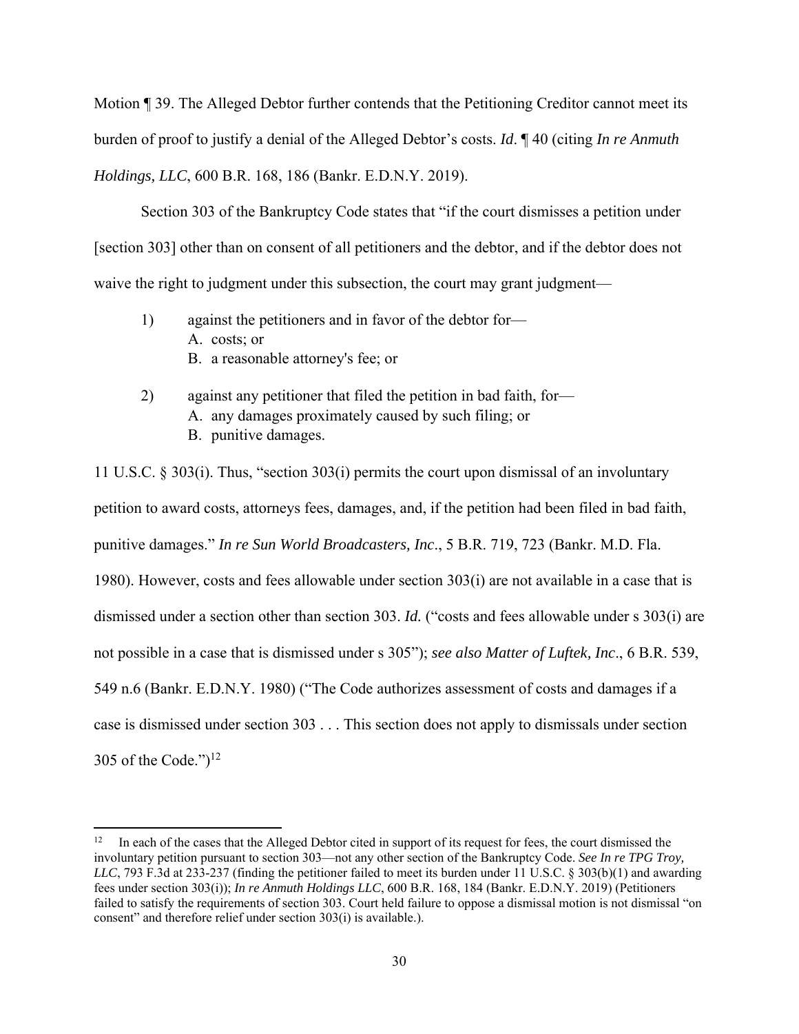Motion ¶ 39. The Alleged Debtor further contends that the Petitioning Creditor cannot meet its burden of proof to justify a denial of the Alleged Debtor's costs. *Id*. ¶ 40 (citing *In re Anmuth Holdings, LLC*, 600 B.R. 168, 186 (Bankr. E.D.N.Y. 2019).

Section 303 of the Bankruptcy Code states that "if the court dismisses a petition under [section 303] other than on consent of all petitioners and the debtor, and if the debtor does not waive the right to judgment under this subsection, the court may grant judgment—

1) against the petitioners and in favor of the debtor for—
   A. costs; or
   B. a reasonable attorney's fee; or

2) against any petitioner that filed the petition in bad faith, for—
   A. any damages proximately caused by such filing; or
   B. punitive damages.

11 U.S.C. § 303(i). Thus, "section 303(i) permits the court upon dismissal of an involuntary petition to award costs, attorneys fees, damages, and, if the petition had been filed in bad faith, punitive damages." *In re Sun World Broadcasters, Inc*., 5 B.R. 719, 723 (Bankr. M.D. Fla. 1980). However, costs and fees allowable under section 303(i) are not available in a case that is dismissed under a section other than section 303. *Id.* ("costs and fees allowable under s 303(i) are not possible in a case that is dismissed under s 305"); *see also Matter of Luftek, Inc*., 6 B.R. 539, 549 n.6 (Bankr. E.D.N.Y. 1980) ("The Code authorizes assessment of costs and damages if a case is dismissed under section 303 . . . This section does not apply to dismissals under section 305 of the Code.")[12]

---

[12] In each of the cases that the Alleged Debtor cited in support of its request for fees, the court dismissed the involuntary petition pursuant to section 303—not any other section of the Bankruptcy Code. *See In re TPG Troy, LLC*, 793 F.3d at 233-237 (finding the petitioner failed to meet its burden under 11 U.S.C. § 303(b)(1) and awarding fees under section 303(i)); *In re Anmuth Holdings LLC*, 600 B.R. 168, 184 (Bankr. E.D.N.Y. 2019) (Petitioners failed to satisfy the requirements of section 303. Court held failure to oppose a dismissal motion is not dismissal "on consent" and therefore relief under section 303(i) is available.).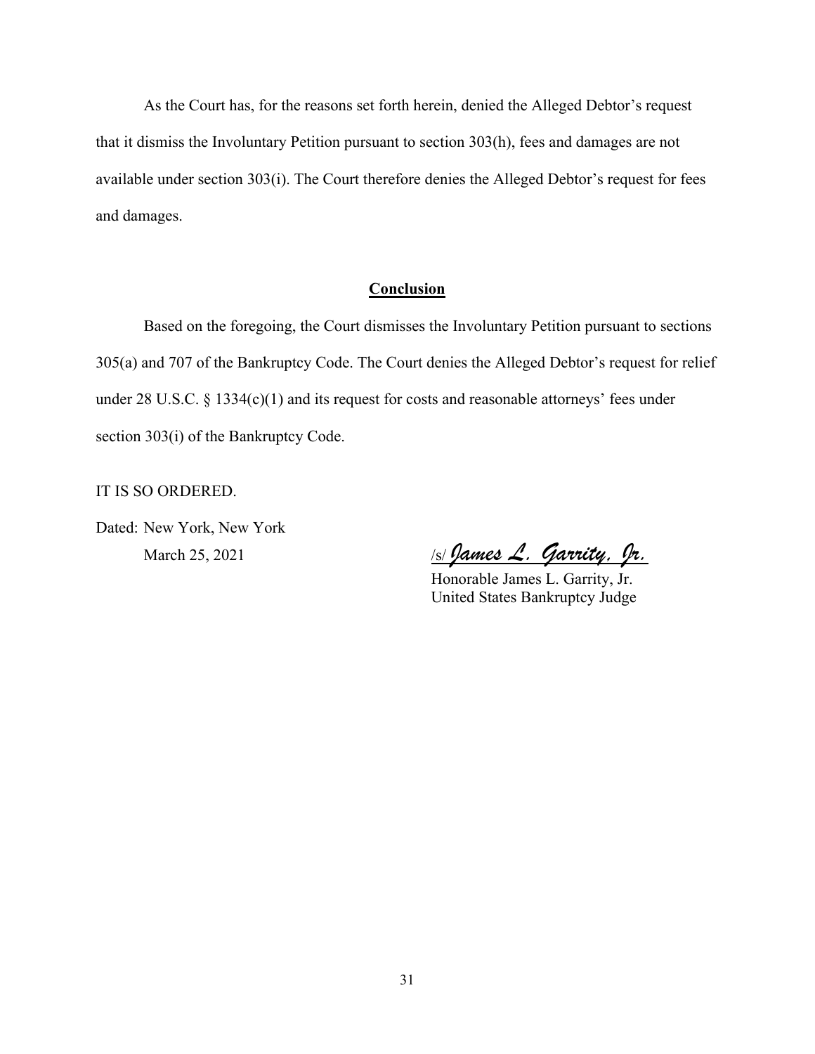As the Court has, for the reasons set forth herein, denied the Alleged Debtor's request that it dismiss the Involuntary Petition pursuant to section 303(h), fees and damages are not available under section 303(i). The Court therefore denies the Alleged Debtor's request for fees and damages.

## **Conclusion**

Based on the foregoing, the Court dismisses the Involuntary Petition pursuant to sections 305(a) and 707 of the Bankruptcy Code. The Court denies the Alleged Debtor's request for relief under 28 U.S.C. § 1334(c)(1) and its request for costs and reasonable attorneys' fees under section 303(i) of the Bankruptcy Code.

IT IS SO ORDERED.

Dated: New York, New York
March 25, 2021

/s/ *James L. Garrity, Jr.*
Honorable James L. Garrity, Jr.
United States Bankruptcy Judge